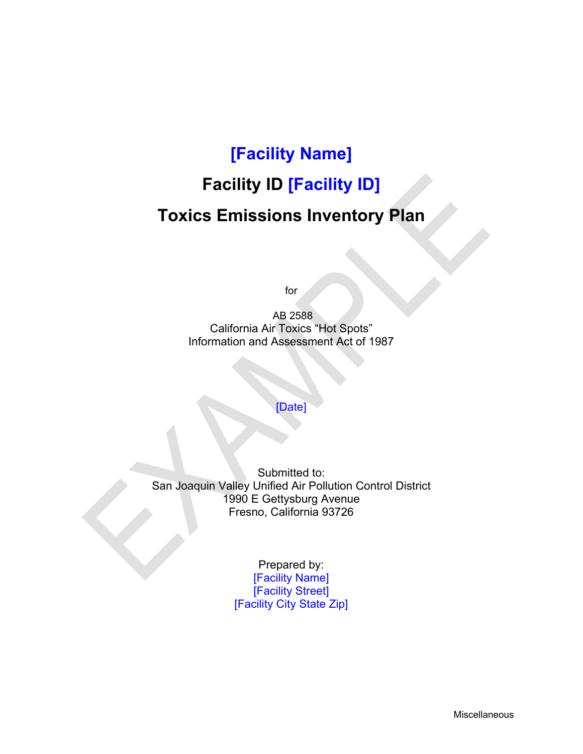# [Facility Name]

## Facility ID [Facility ID]

## Toxics Emissions Inventory Plan

for

AB 2588
California Air Toxics "Hot Spots"
Information and Assessment Act of 1987

[Date]

Submitted to:
San Joaquin Valley Unified Air Pollution Control District
1990 E Gettysburg Avenue
Fresno, California 93726

Prepared by:
[Facility Name]
[Facility Street]
[Facility City State Zip]

Miscellaneous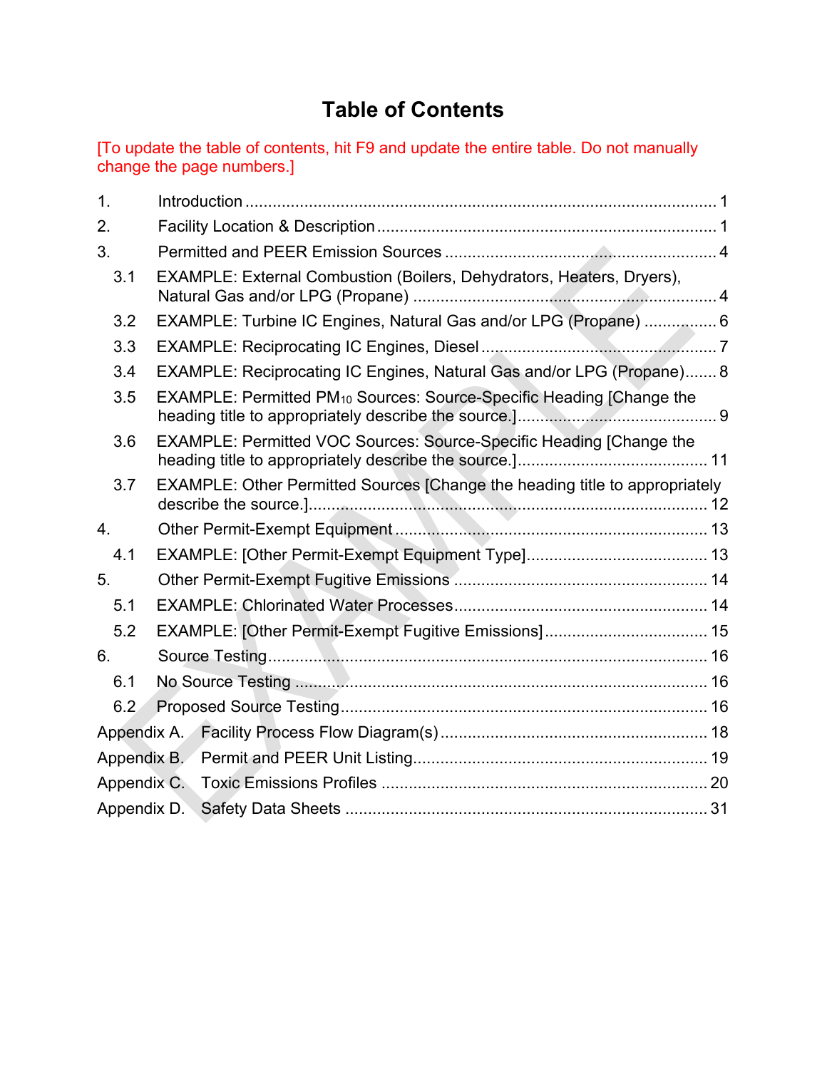# Table of Contents

[To update the table of contents, hit F9 and update the entire table. Do not manually change the page numbers.]

1. Introduction ........................................................................................................ 1
2. Facility Location & Description .......................................................................... 1
3. Permitted and PEER Emission Sources ............................................................ 4
   - 3.1 EXAMPLE: External Combustion (Boilers, Dehydrators, Heaters, Dryers), Natural Gas and/or LPG (Propane) ..................................................................... 4
   - 3.2 EXAMPLE: Turbine IC Engines, Natural Gas and/or LPG (Propane) ................ 6
   - 3.3 EXAMPLE: Reciprocating IC Engines, Diesel .................................................... 7
   - 3.4 EXAMPLE: Reciprocating IC Engines, Natural Gas and/or LPG (Propane)....... 8
   - 3.5 EXAMPLE: Permitted $PM_{10}$ Sources: Source-Specific Heading [Change the heading title to appropriately describe the source.]............................................ 9
   - 3.6 EXAMPLE: Permitted VOC Sources: Source-Specific Heading [Change the heading title to appropriately describe the source.].......................................... 11
   - 3.7 EXAMPLE: Other Permitted Sources [Change the heading title to appropriately describe the source.]..................................................................................... 12
4. Other Permit-Exempt Equipment .................................................................... 13
   - 4.1 EXAMPLE: [Other Permit-Exempt Equipment Type]....................................... 13
5. Other Permit-Exempt Fugitive Emissions ....................................................... 14
   - 5.1 EXAMPLE: Chlorinated Water Processes....................................................... 14
   - 5.2 EXAMPLE: [Other Permit-Exempt Fugitive Emissions]................................... 15
6. Source Testing................................................................................................ 16
   - 6.1 No Source Testing .......................................................................................... 16
   - 6.2 Proposed Source Testing................................................................................ 16

Appendix A. Facility Process Flow Diagram(s) .......................................................... 18

Appendix B. Permit and PEER Unit Listing................................................................ 19

Appendix C. Toxic Emissions Profiles ....................................................................... 20

Appendix D. Safety Data Sheets ............................................................................... 31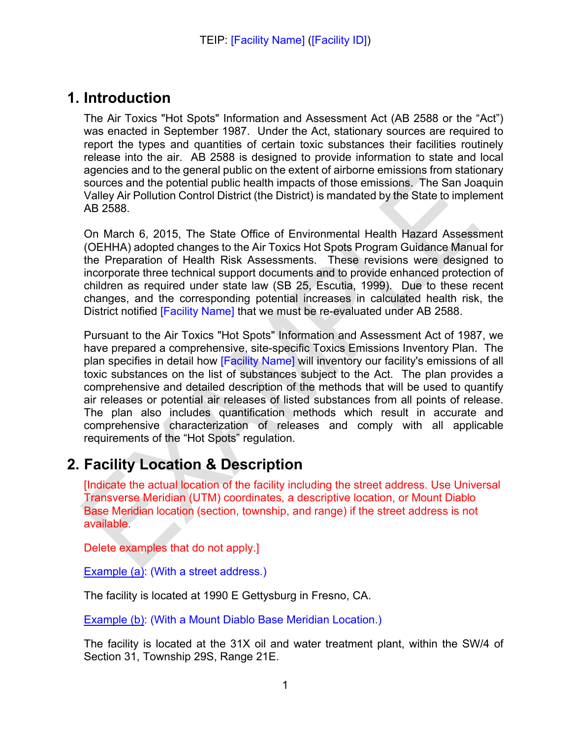## 1. Introduction

The Air Toxics "Hot Spots" Information and Assessment Act (AB 2588 or the "Act") was enacted in September 1987. Under the Act, stationary sources are required to report the types and quantities of certain toxic substances their facilities routinely release into the air. AB 2588 is designed to provide information to state and local agencies and to the general public on the extent of airborne emissions from stationary sources and the potential public health impacts of those emissions. The San Joaquin Valley Air Pollution Control District (the District) is mandated by the State to implement AB 2588.

On March 6, 2015, The State Office of Environmental Health Hazard Assessment (OEHHA) adopted changes to the Air Toxics Hot Spots Program Guidance Manual for the Preparation of Health Risk Assessments. These revisions were designed to incorporate three technical support documents and to provide enhanced protection of children as required under state law (SB 25, Escutia, 1999). Due to these recent changes, and the corresponding potential increases in calculated health risk, the District notified [Facility Name] that we must be re-evaluated under AB 2588.

Pursuant to the Air Toxics "Hot Spots" Information and Assessment Act of 1987, we have prepared a comprehensive, site-specific Toxics Emissions Inventory Plan. The plan specifies in detail how [Facility Name] will inventory our facility's emissions of all toxic substances on the list of substances subject to the Act. The plan provides a comprehensive and detailed description of the methods that will be used to quantify air releases or potential air releases of listed substances from all points of release. The plan also includes quantification methods which result in accurate and comprehensive characterization of releases and comply with all applicable requirements of the "Hot Spots" regulation.

## 2. Facility Location & Description

[Indicate the actual location of the facility including the street address. Use Universal Transverse Meridian (UTM) coordinates, a descriptive location, or Mount Diablo Base Meridian location (section, township, and range) if the street address is not available.

Delete examples that do not apply.]

Example (a): (With a street address.)

The facility is located at 1990 E Gettysburg in Fresno, CA.

Example (b): (With a Mount Diablo Base Meridian Location.)

The facility is located at the 31X oil and water treatment plant, within the SW/4 of Section 31, Township 29S, Range 21E.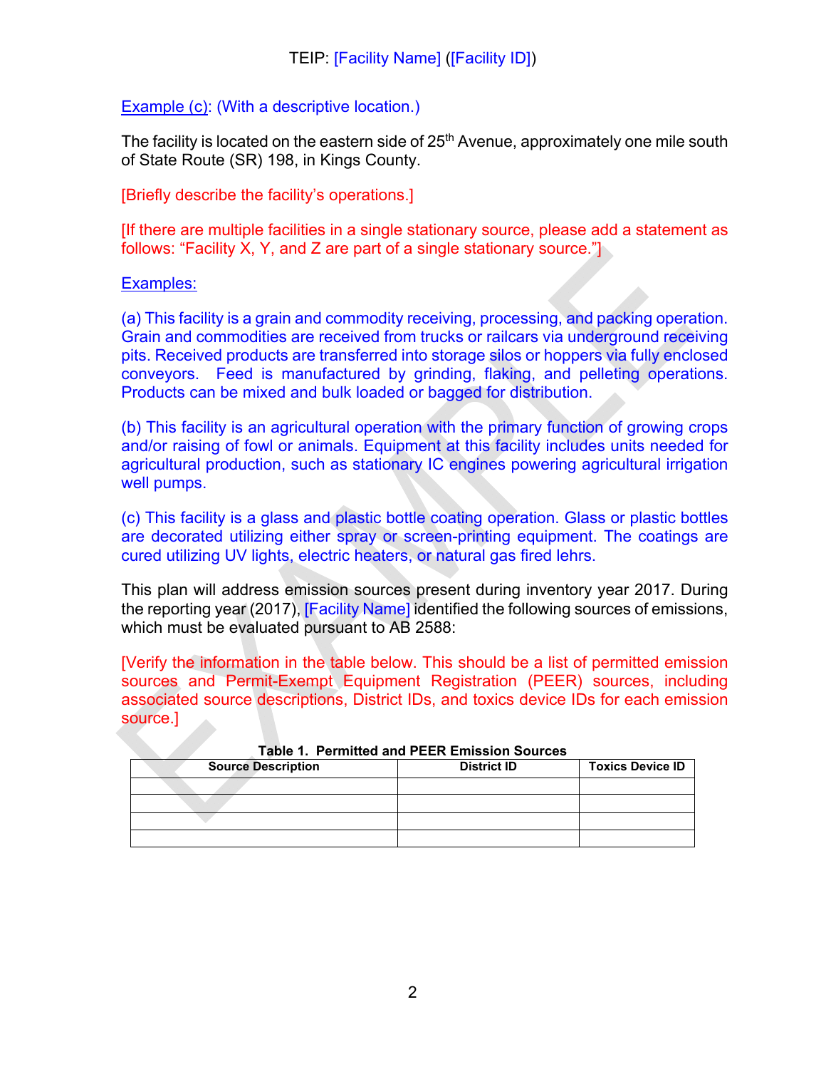Example (c): (With a descriptive location.)

The facility is located on the eastern side of 25th Avenue, approximately one mile south of State Route (SR) 198, in Kings County.

[Briefly describe the facility's operations.]

[If there are multiple facilities in a single stationary source, please add a statement as follows: "Facility X, Y, and Z are part of a single stationary source."]

Examples:

(a) This facility is a grain and commodity receiving, processing, and packing operation. Grain and commodities are received from trucks or railcars via underground receiving pits. Received products are transferred into storage silos or hoppers via fully enclosed conveyors. Feed is manufactured by grinding, flaking, and pelleting operations. Products can be mixed and bulk loaded or bagged for distribution.

(b) This facility is an agricultural operation with the primary function of growing crops and/or raising of fowl or animals. Equipment at this facility includes units needed for agricultural production, such as stationary IC engines powering agricultural irrigation well pumps.

(c) This facility is a glass and plastic bottle coating operation. Glass or plastic bottles are decorated utilizing either spray or screen-printing equipment. The coatings are cured utilizing UV lights, electric heaters, or natural gas fired lehrs.

This plan will address emission sources present during inventory year 2017. During the reporting year (2017), [Facility Name] identified the following sources of emissions, which must be evaluated pursuant to AB 2588:

[Verify the information in the table below. This should be a list of permitted emission sources and Permit-Exempt Equipment Registration (PEER) sources, including associated source descriptions, District IDs, and toxics device IDs for each emission source.]

**Table 1. Permitted and PEER Emission Sources**

| Source Description | District ID | Toxics Device ID |
|---|---|---|
| | | |
| | | |
| | | |
| | | |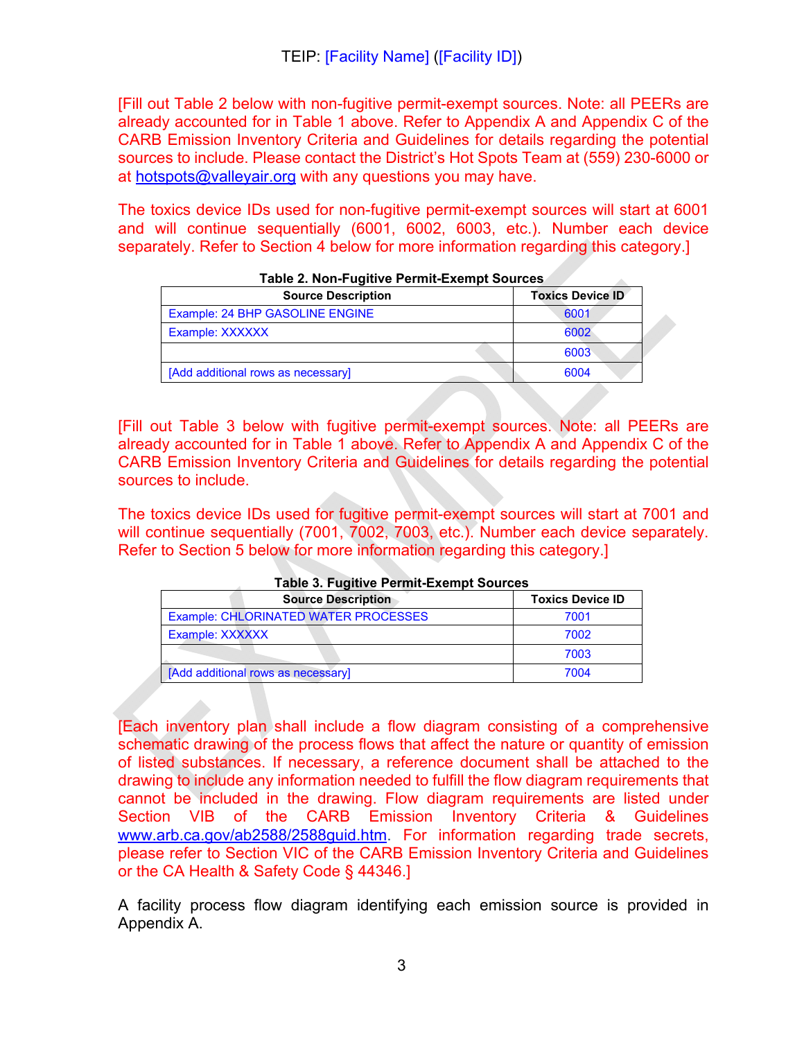[Fill out Table 2 below with non-fugitive permit-exempt sources. Note: all PEERs are already accounted for in Table 1 above. Refer to Appendix A and Appendix C of the CARB Emission Inventory Criteria and Guidelines for details regarding the potential sources to include. Please contact the District's Hot Spots Team at (559) 230-6000 or at hotspots@valleyair.org with any questions you may have.

The toxics device IDs used for non-fugitive permit-exempt sources will start at 6001 and will continue sequentially (6001, 6002, 6003, etc.). Number each device separately. Refer to Section 4 below for more information regarding this category.]

**Table 2. Non-Fugitive Permit-Exempt Sources**

| Source Description | Toxics Device ID |
|---|---|
| Example: 24 BHP GASOLINE ENGINE | 6001 |
| Example: XXXXXX | 6002 |
| | 6003 |
| [Add additional rows as necessary] | 6004 |

[Fill out Table 3 below with fugitive permit-exempt sources. Note: all PEERs are already accounted for in Table 1 above. Refer to Appendix A and Appendix C of the CARB Emission Inventory Criteria and Guidelines for details regarding the potential sources to include.

The toxics device IDs used for fugitive permit-exempt sources will start at 7001 and will continue sequentially (7001, 7002, 7003, etc.). Number each device separately. Refer to Section 5 below for more information regarding this category.]

**Table 3. Fugitive Permit-Exempt Sources**

| Source Description | Toxics Device ID |
|---|---|
| Example: CHLORINATED WATER PROCESSES | 7001 |
| Example: XXXXXX | 7002 |
| | 7003 |
| [Add additional rows as necessary] | 7004 |

[Each inventory plan shall include a flow diagram consisting of a comprehensive schematic drawing of the process flows that affect the nature or quantity of emission of listed substances. If necessary, a reference document shall be attached to the drawing to include any information needed to fulfill the flow diagram requirements that cannot be included in the drawing. Flow diagram requirements are listed under Section VIB of the CARB Emission Inventory Criteria & Guidelines www.arb.ca.gov/ab2588/2588guid.htm. For information regarding trade secrets, please refer to Section VIC of the CARB Emission Inventory Criteria and Guidelines or the CA Health & Safety Code § 44346.]

A facility process flow diagram identifying each emission source is provided in Appendix A.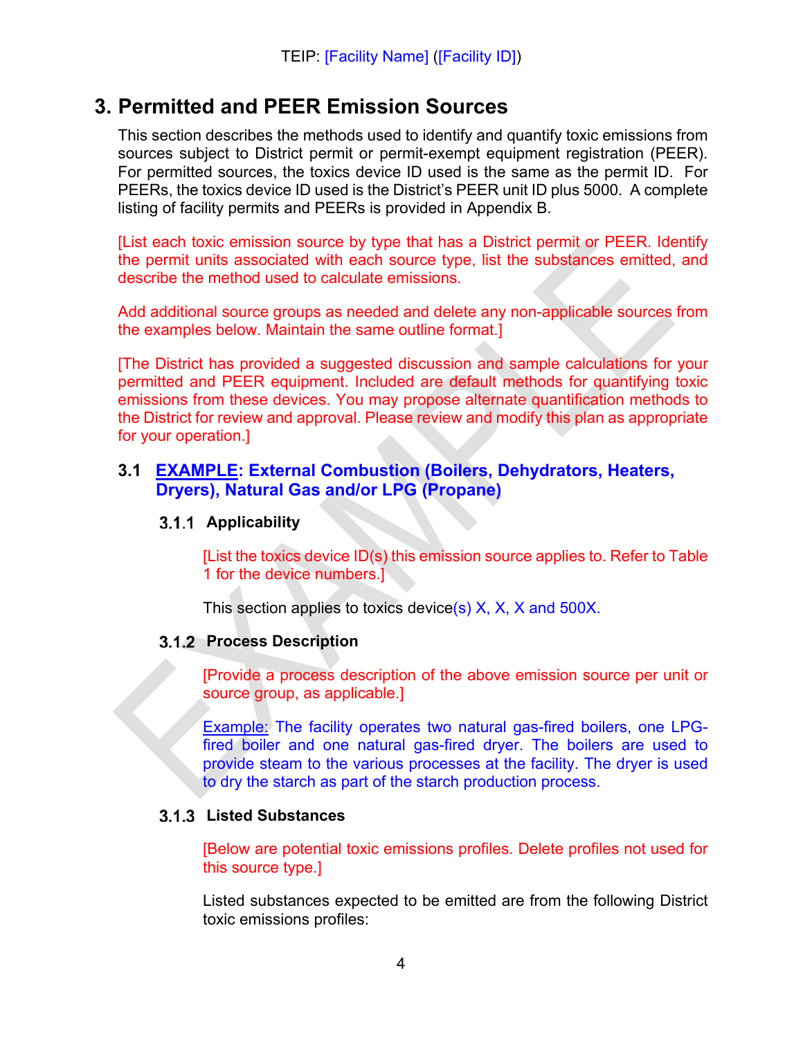# 3. Permitted and PEER Emission Sources

This section describes the methods used to identify and quantify toxic emissions from sources subject to District permit or permit-exempt equipment registration (PEER). For permitted sources, the toxics device ID used is the same as the permit ID. For PEERs, the toxics device ID used is the District's PEER unit ID plus 5000. A complete listing of facility permits and PEERs is provided in Appendix B.

[List each toxic emission source by type that has a District permit or PEER. Identify the permit units associated with each source type, list the substances emitted, and describe the method used to calculate emissions.

Add additional source groups as needed and delete any non-applicable sources from the examples below. Maintain the same outline format.]

[The District has provided a suggested discussion and sample calculations for your permitted and PEER equipment. Included are default methods for quantifying toxic emissions from these devices. You may propose alternate quantification methods to the District for review and approval. Please review and modify this plan as appropriate for your operation.]

## 3.1 EXAMPLE: External Combustion (Boilers, Dehydrators, Heaters, Dryers), Natural Gas and/or LPG (Propane)

### 3.1.1 Applicability

[List the toxics device ID(s) this emission source applies to. Refer to Table 1 for the device numbers.]

This section applies to toxics device(s) X, X, X and 500X.

### 3.1.2 Process Description

[Provide a process description of the above emission source per unit or source group, as applicable.]

Example: The facility operates two natural gas-fired boilers, one LPG-fired boiler and one natural gas-fired dryer. The boilers are used to provide steam to the various processes at the facility. The dryer is used to dry the starch as part of the starch production process.

### 3.1.3 Listed Substances

[Below are potential toxic emissions profiles. Delete profiles not used for this source type.]

Listed substances expected to be emitted are from the following District toxic emissions profiles: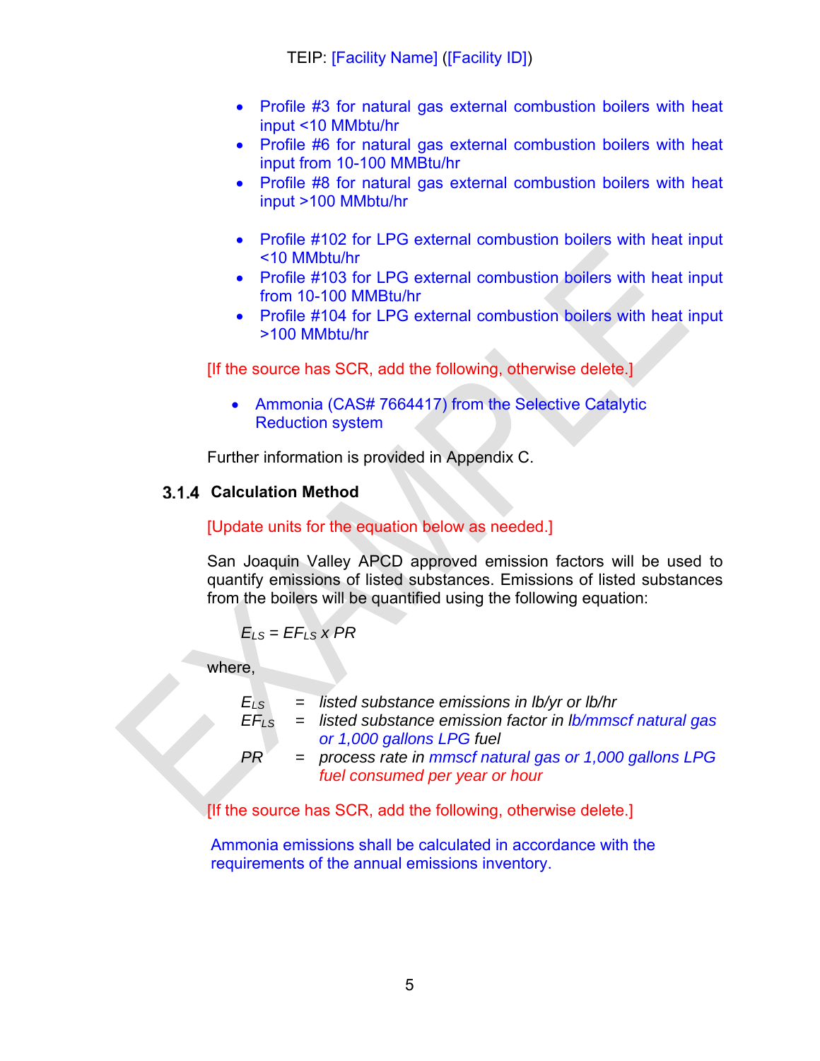- Profile #3 for natural gas external combustion boilers with heat input <10 MMbtu/hr
- Profile #6 for natural gas external combustion boilers with heat input from 10-100 MMBtu/hr
- Profile #8 for natural gas external combustion boilers with heat input >100 MMbtu/hr

- Profile #102 for LPG external combustion boilers with heat input <10 MMbtu/hr
- Profile #103 for LPG external combustion boilers with heat input from 10-100 MMBtu/hr
- Profile #104 for LPG external combustion boilers with heat input >100 MMbtu/hr

[If the source has SCR, add the following, otherwise delete.]

- Ammonia (CAS# 7664417) from the Selective Catalytic Reduction system

Further information is provided in Appendix C.

### 3.1.4 Calculation Method

[Update units for the equation below as needed.]

San Joaquin Valley APCD approved emission factors will be used to quantify emissions of listed substances. Emissions of listed substances from the boilers will be quantified using the following equation:

$$E_{LS} = EF_{LS} \times PR$$

where,

$E_{LS}$ = *listed substance emissions in lb/yr or lb/hr*

$EF_{LS}$ = *listed substance emission factor in lb/mmscf natural gas or 1,000 gallons LPG fuel*

$PR$ = *process rate in mmscf natural gas or 1,000 gallons LPG fuel consumed per year or hour*

[If the source has SCR, add the following, otherwise delete.]

Ammonia emissions shall be calculated in accordance with the requirements of the annual emissions inventory.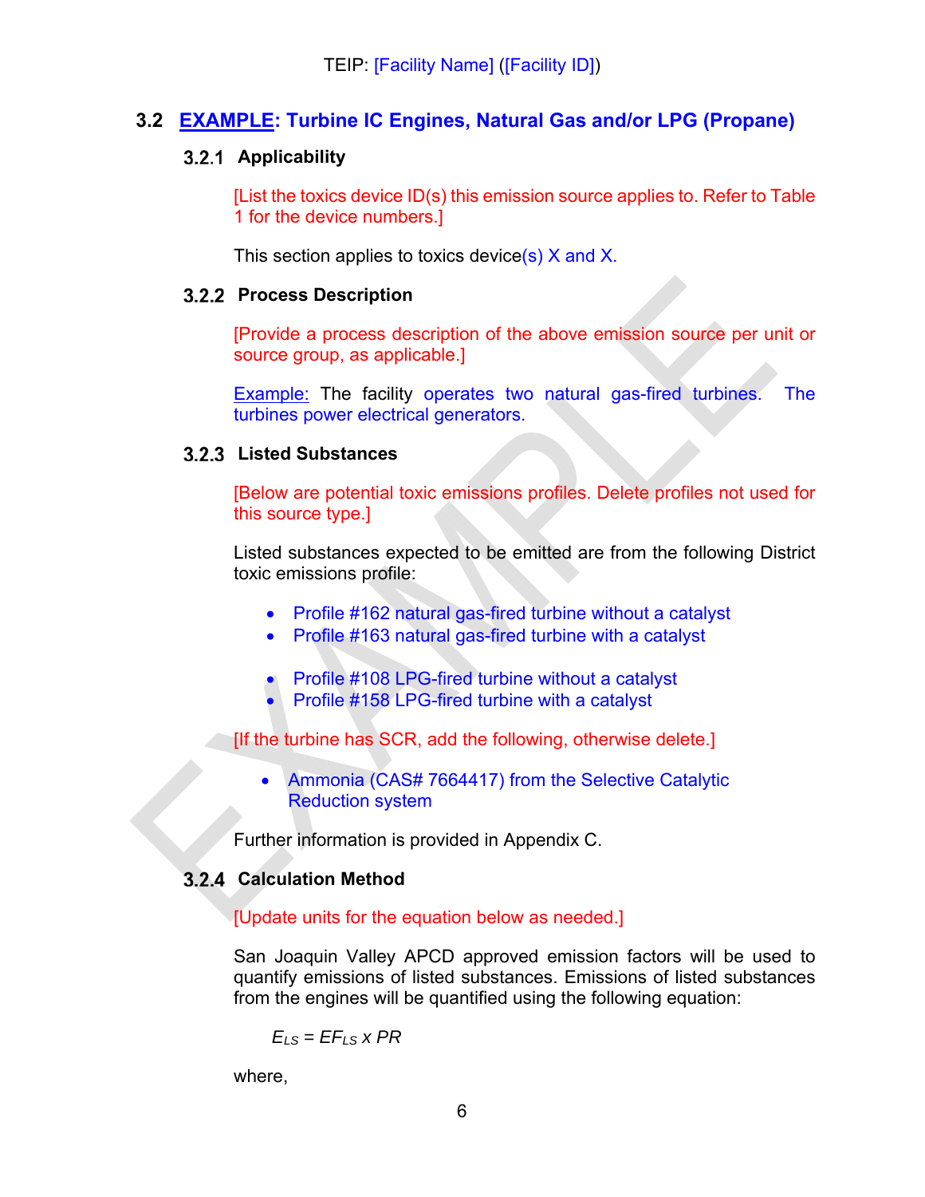## 3.2 EXAMPLE: Turbine IC Engines, Natural Gas and/or LPG (Propane)

### 3.2.1 Applicability

[List the toxics device ID(s) this emission source applies to. Refer to Table 1 for the device numbers.]

This section applies to toxics device(s) X and X.

### 3.2.2 Process Description

[Provide a process description of the above emission source per unit or source group, as applicable.]

Example: The facility operates two natural gas-fired turbines. The turbines power electrical generators.

### 3.2.3 Listed Substances

[Below are potential toxic emissions profiles. Delete profiles not used for this source type.]

Listed substances expected to be emitted are from the following District toxic emissions profile:

- Profile #162 natural gas-fired turbine without a catalyst
- Profile #163 natural gas-fired turbine with a catalyst

- Profile #108 LPG-fired turbine without a catalyst
- Profile #158 LPG-fired turbine with a catalyst

[If the turbine has SCR, add the following, otherwise delete.]

- Ammonia (CAS# 7664417) from the Selective Catalytic Reduction system

Further information is provided in Appendix C.

### 3.2.4 Calculation Method

[Update units for the equation below as needed.]

San Joaquin Valley APCD approved emission factors will be used to quantify emissions of listed substances. Emissions of listed substances from the engines will be quantified using the following equation:

$$E_{LS} = EF_{LS} \times PR$$

where,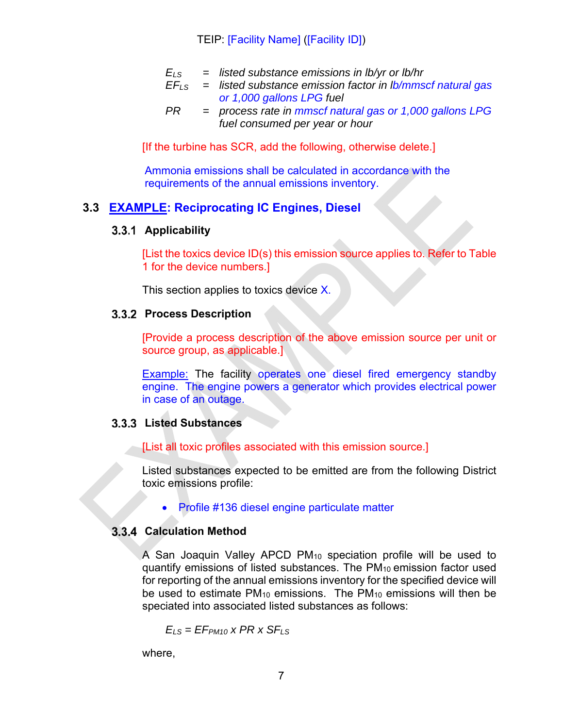$E_{LS}$ = *listed substance emissions in lb/yr or lb/hr*
$EF_{LS}$ = *listed substance emission factor in lb/mmscf natural gas or 1,000 gallons LPG fuel*
$PR$ = *process rate in mmscf natural gas or 1,000 gallons LPG fuel consumed per year or hour*

[If the turbine has SCR, add the following, otherwise delete.]

Ammonia emissions shall be calculated in accordance with the requirements of the annual emissions inventory.

## 3.3 EXAMPLE: Reciprocating IC Engines, Diesel

### 3.3.1 Applicability

[List the toxics device ID(s) this emission source applies to. Refer to Table 1 for the device numbers.]

This section applies to toxics device X.

### 3.3.2 Process Description

[Provide a process description of the above emission source per unit or source group, as applicable.]

Example: The facility operates one diesel fired emergency standby engine. The engine powers a generator which provides electrical power in case of an outage.

### 3.3.3 Listed Substances

[List all toxic profiles associated with this emission source.]

Listed substances expected to be emitted are from the following District toxic emissions profile:

- Profile #136 diesel engine particulate matter

### 3.3.4 Calculation Method

A San Joaquin Valley APCD $PM_{10}$ speciation profile will be used to quantify emissions of listed substances. The $PM_{10}$ emission factor used for reporting of the annual emissions inventory for the specified device will be used to estimate $PM_{10}$ emissions. The $PM_{10}$ emissions will then be speciated into associated listed substances as follows:

$$E_{LS} = EF_{PM10} \times PR \times SF_{LS}$$

where,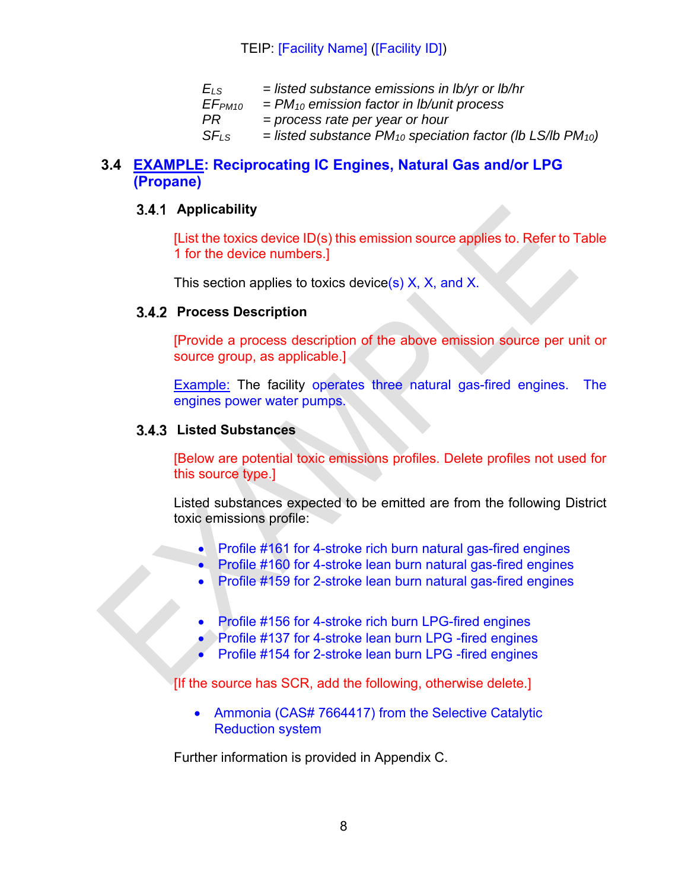$E_{LS}$ = *listed substance emissions in lb/yr or lb/hr*
$EF_{PM10}$ = *$PM_{10}$ emission factor in lb/unit process*
$PR$ = *process rate per year or hour*
$SF_{LS}$ = *listed substance $PM_{10}$ speciation factor (lb LS/lb $PM_{10}$)*

## 3.4 EXAMPLE: Reciprocating IC Engines, Natural Gas and/or LPG (Propane)

### 3.4.1 Applicability

[List the toxics device ID(s) this emission source applies to. Refer to Table 1 for the device numbers.]

This section applies to toxics device(s) X, X, and X.

### 3.4.2 Process Description

[Provide a process description of the above emission source per unit or source group, as applicable.]

Example: The facility operates three natural gas-fired engines. The engines power water pumps.

### 3.4.3 Listed Substances

[Below are potential toxic emissions profiles. Delete profiles not used for this source type.]

Listed substances expected to be emitted are from the following District toxic emissions profile:

- Profile #161 for 4-stroke rich burn natural gas-fired engines
- Profile #160 for 4-stroke lean burn natural gas-fired engines
- Profile #159 for 2-stroke lean burn natural gas-fired engines

- Profile #156 for 4-stroke rich burn LPG-fired engines
- Profile #137 for 4-stroke lean burn LPG -fired engines
- Profile #154 for 2-stroke lean burn LPG -fired engines

[If the source has SCR, add the following, otherwise delete.]

- Ammonia (CAS# 7664417) from the Selective Catalytic Reduction system

Further information is provided in Appendix C.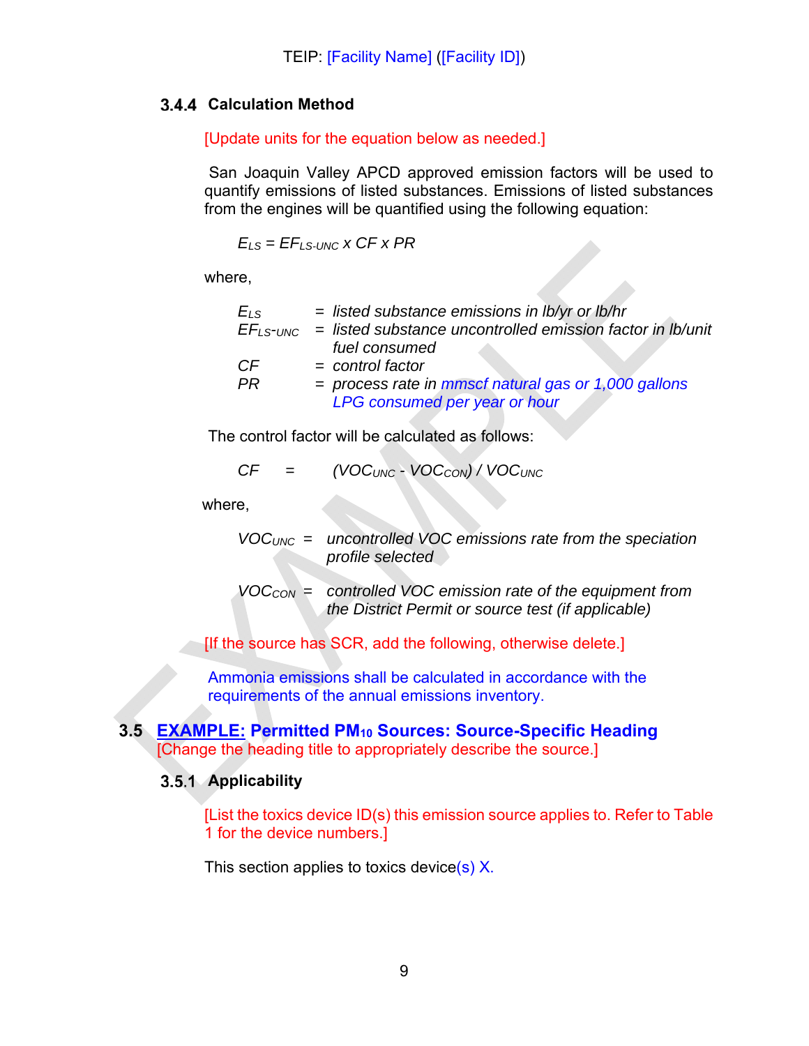### 3.4.4 Calculation Method

[Update units for the equation below as needed.]

San Joaquin Valley APCD approved emission factors will be used to quantify emissions of listed substances. Emissions of listed substances from the engines will be quantified using the following equation:

$$E_{LS} = EF_{LS\text{-}UNC} \times CF \times PR$$

where,

$E_{LS}$ = *listed substance emissions in lb/yr or lb/hr*
$EF_{LS\text{-}UNC}$ = *listed substance uncontrolled emission factor in lb/unit fuel consumed*
$CF$ = *control factor*
$PR$ = *process rate in mmscf natural gas or 1,000 gallons LPG consumed per year or hour*

The control factor will be calculated as follows:

$$CF = (VOC_{UNC} - VOC_{CON}) / VOC_{UNC}$$

where,

$VOC_{UNC}$ = *uncontrolled VOC emissions rate from the speciation profile selected*

$VOC_{CON}$ = *controlled VOC emission rate of the equipment from the District Permit or source test (if applicable)*

[If the source has SCR, add the following, otherwise delete.]

Ammonia emissions shall be calculated in accordance with the requirements of the annual emissions inventory.

## 3.5 EXAMPLE: Permitted $PM_{10}$ Sources: Source-Specific Heading

[Change the heading title to appropriately describe the source.]

### 3.5.1 Applicability

[List the toxics device ID(s) this emission source applies to. Refer to Table 1 for the device numbers.]

This section applies to toxics device(s) X.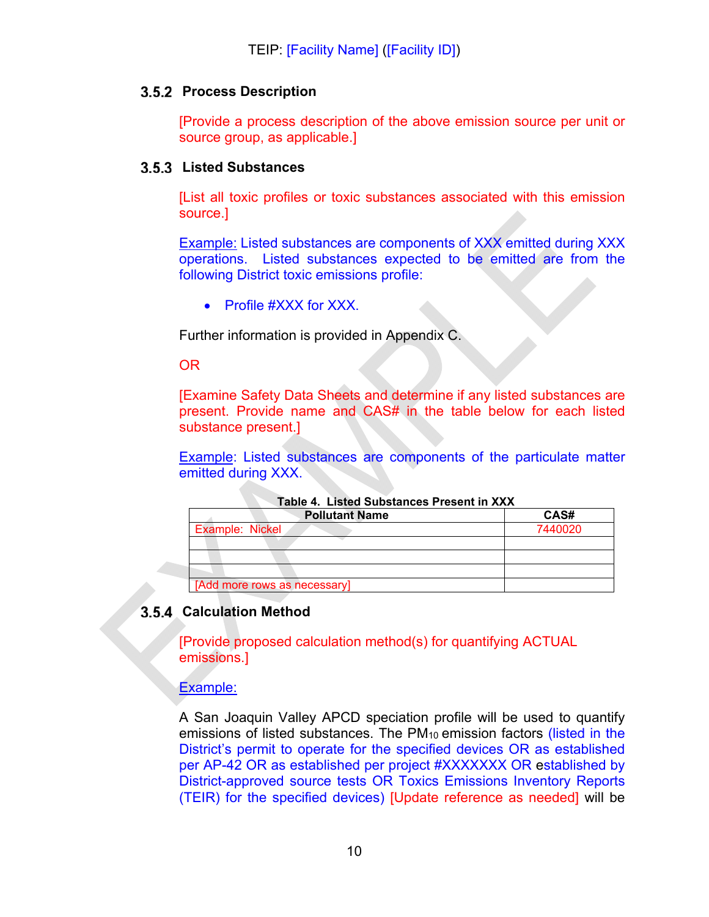### 3.5.2 Process Description

[Provide a process description of the above emission source per unit or source group, as applicable.]

### 3.5.3 Listed Substances

[List all toxic profiles or toxic substances associated with this emission source.]

Example: Listed substances are components of XXX emitted during XXX operations. Listed substances expected to be emitted are from the following District toxic emissions profile:

- Profile #XXX for XXX.

Further information is provided in Appendix C.

OR

[Examine Safety Data Sheets and determine if any listed substances are present. Provide name and CAS# in the table below for each listed substance present.]

Example: Listed substances are components of the particulate matter emitted during XXX.

**Table 4. Listed Substances Present in XXX**

| Pollutant Name | CAS# |
|---|---|
| Example: Nickel | 7440020 |
| | |
| | |
| | |
| [Add more rows as necessary] | |

### 3.5.4 Calculation Method

[Provide proposed calculation method(s) for quantifying ACTUAL emissions.]

Example:

A San Joaquin Valley APCD speciation profile will be used to quantify emissions of listed substances. The $PM_{10}$ emission factors (listed in the District's permit to operate for the specified devices OR as established per AP-42 OR as established per project #XXXXXXX OR established by District-approved source tests OR Toxics Emissions Inventory Reports (TEIR) for the specified devices) [Update reference as needed] will be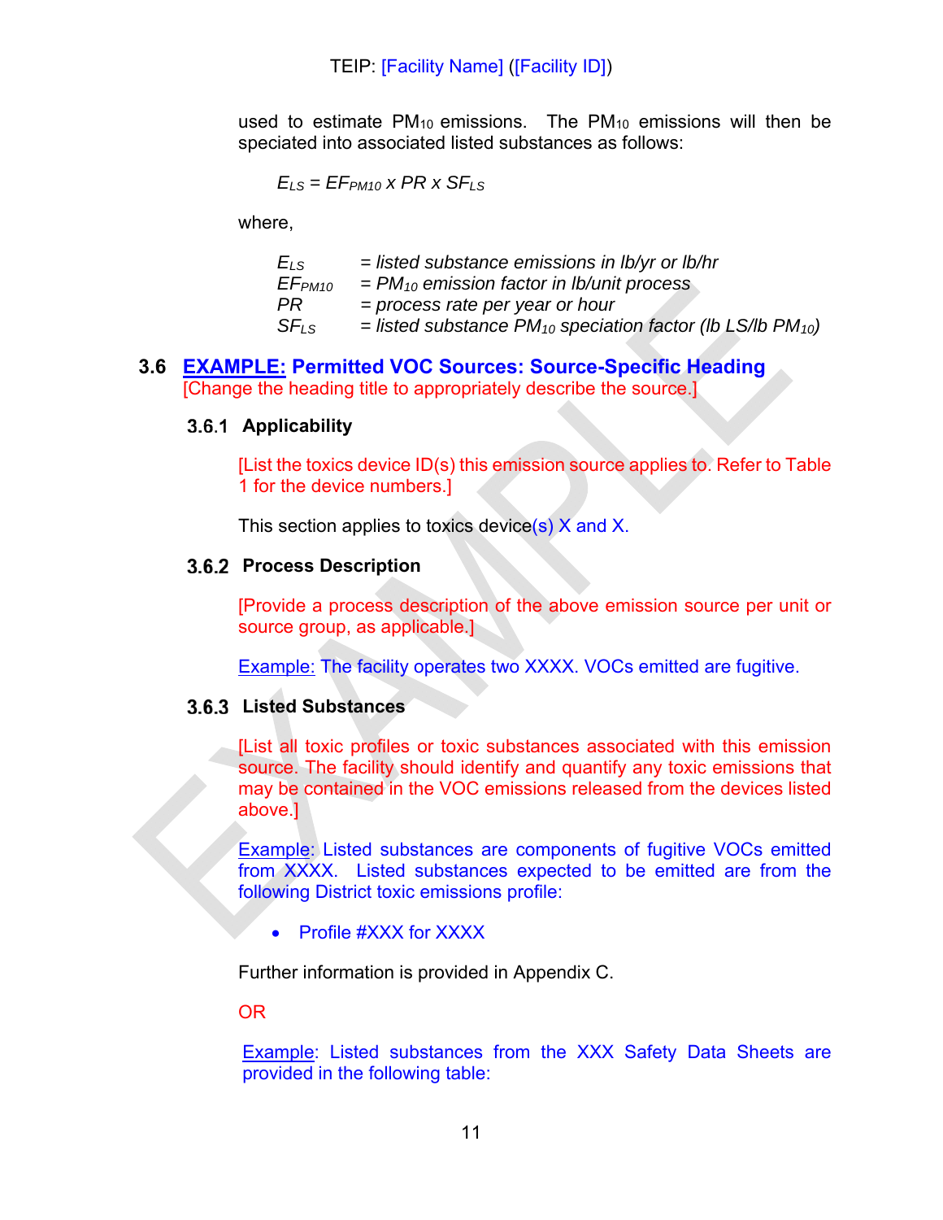used to estimate $PM_{10}$ emissions. The $PM_{10}$ emissions will then be speciated into associated listed substances as follows:

$$E_{LS} = EF_{PM10} \times PR \times SF_{LS}$$

where,

$E_{LS}$ = *listed substance emissions in lb/yr or lb/hr*
$EF_{PM10}$ = *$PM_{10}$ emission factor in lb/unit process*
$PR$ = *process rate per year or hour*
$SF_{LS}$ = *listed substance $PM_{10}$ speciation factor (lb LS/lb $PM_{10}$)*

## 3.6 EXAMPLE: Permitted VOC Sources: Source-Specific Heading

[Change the heading title to appropriately describe the source.]

### 3.6.1 Applicability

[List the toxics device ID(s) this emission source applies to. Refer to Table 1 for the device numbers.]

This section applies to toxics device(s) X and X.

### 3.6.2 Process Description

[Provide a process description of the above emission source per unit or source group, as applicable.]

Example: The facility operates two XXXX. VOCs emitted are fugitive.

### 3.6.3 Listed Substances

[List all toxic profiles or toxic substances associated with this emission source. The facility should identify and quantify any toxic emissions that may be contained in the VOC emissions released from the devices listed above.]

Example: Listed substances are components of fugitive VOCs emitted from XXXX. Listed substances expected to be emitted are from the following District toxic emissions profile:

- Profile #XXX for XXXX

Further information is provided in Appendix C.

OR

Example: Listed substances from the XXX Safety Data Sheets are provided in the following table: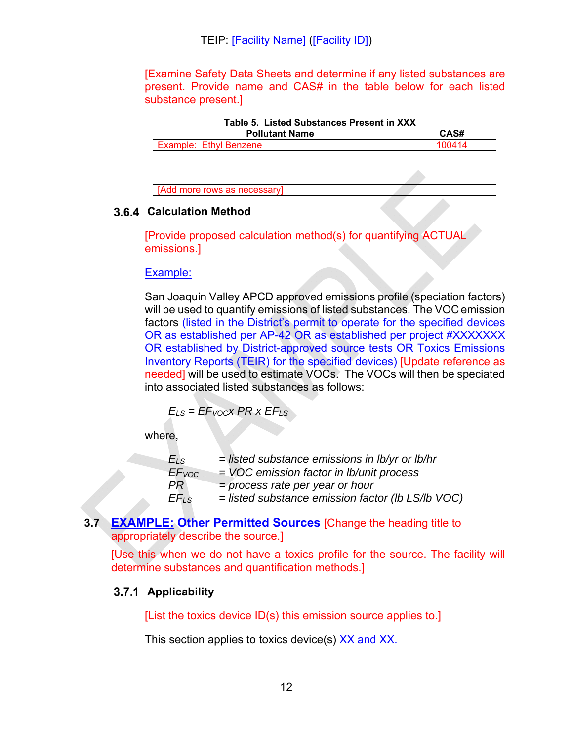[Examine Safety Data Sheets and determine if any listed substances are present. Provide name and CAS# in the table below for each listed substance present.]

**Table 5. Listed Substances Present in XXX**

| Pollutant Name | CAS# |
|---|---|
| Example: Ethyl Benzene | 100414 |
| | |
| | |
| | |
| [Add more rows as necessary] | |

### 3.6.4 Calculation Method

[Provide proposed calculation method(s) for quantifying ACTUAL emissions.]

Example:

San Joaquin Valley APCD approved emissions profile (speciation factors) will be used to quantify emissions of listed substances. The VOC emission factors (listed in the District's permit to operate for the specified devices OR as established per AP-42 OR as established per project #XXXXXXX OR established by District-approved source tests OR Toxics Emissions Inventory Reports (TEIR) for the specified devices) [Update reference as needed] will be used to estimate VOCs. The VOCs will then be speciated into associated listed substances as follows:

$$E_{LS} = EF_{VOC} x\ PR\ x\ EF_{LS}$$

where,

$E_{LS}$ = *listed substance emissions in lb/yr or lb/hr*
$EF_{VOC}$ = *VOC emission factor in lb/unit process*
$PR$ = *process rate per year or hour*
$EF_{LS}$ = *listed substance emission factor (lb LS/lb VOC)*

## 3.7 EXAMPLE: Other Permitted Sources [Change the heading title to appropriately describe the source.]

[Use this when we do not have a toxics profile for the source. The facility will determine substances and quantification methods.]

### 3.7.1 Applicability

[List the toxics device ID(s) this emission source applies to.]

This section applies to toxics device(s) XX and XX.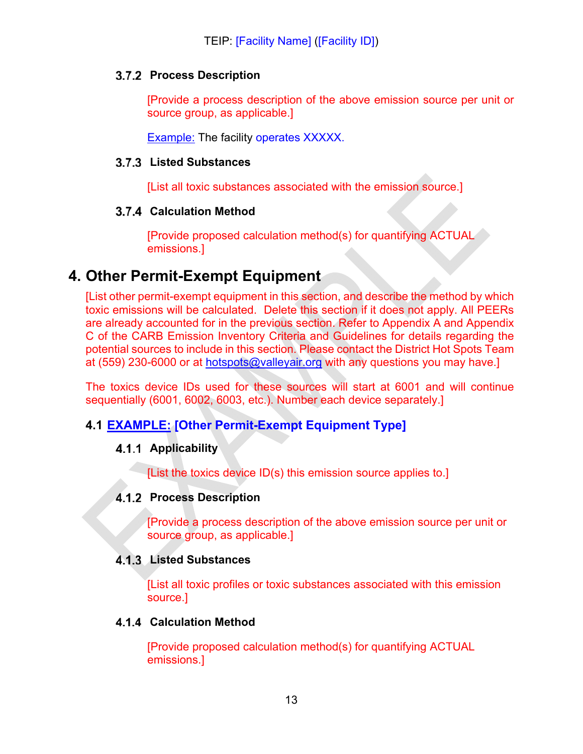### 3.7.2 Process Description

[Provide a process description of the above emission source per unit or source group, as applicable.]

Example: The facility operates XXXXX.

### 3.7.3 Listed Substances

[List all toxic substances associated with the emission source.]

### 3.7.4 Calculation Method

[Provide proposed calculation method(s) for quantifying ACTUAL emissions.]

# 4. Other Permit-Exempt Equipment

[List other permit-exempt equipment in this section, and describe the method by which toxic emissions will be calculated. Delete this section if it does not apply. All PEERs are already accounted for in the previous section. Refer to Appendix A and Appendix C of the CARB Emission Inventory Criteria and Guidelines for details regarding the potential sources to include in this section. Please contact the District Hot Spots Team at (559) 230-6000 or at hotspots@valleyair.org with any questions you may have.]

The toxics device IDs used for these sources will start at 6001 and will continue sequentially (6001, 6002, 6003, etc.). Number each device separately.]

## 4.1 EXAMPLE: [Other Permit-Exempt Equipment Type]

### 4.1.1 Applicability

[List the toxics device ID(s) this emission source applies to.]

### 4.1.2 Process Description

[Provide a process description of the above emission source per unit or source group, as applicable.]

### 4.1.3 Listed Substances

[List all toxic profiles or toxic substances associated with this emission source.]

### 4.1.4 Calculation Method

[Provide proposed calculation method(s) for quantifying ACTUAL emissions.]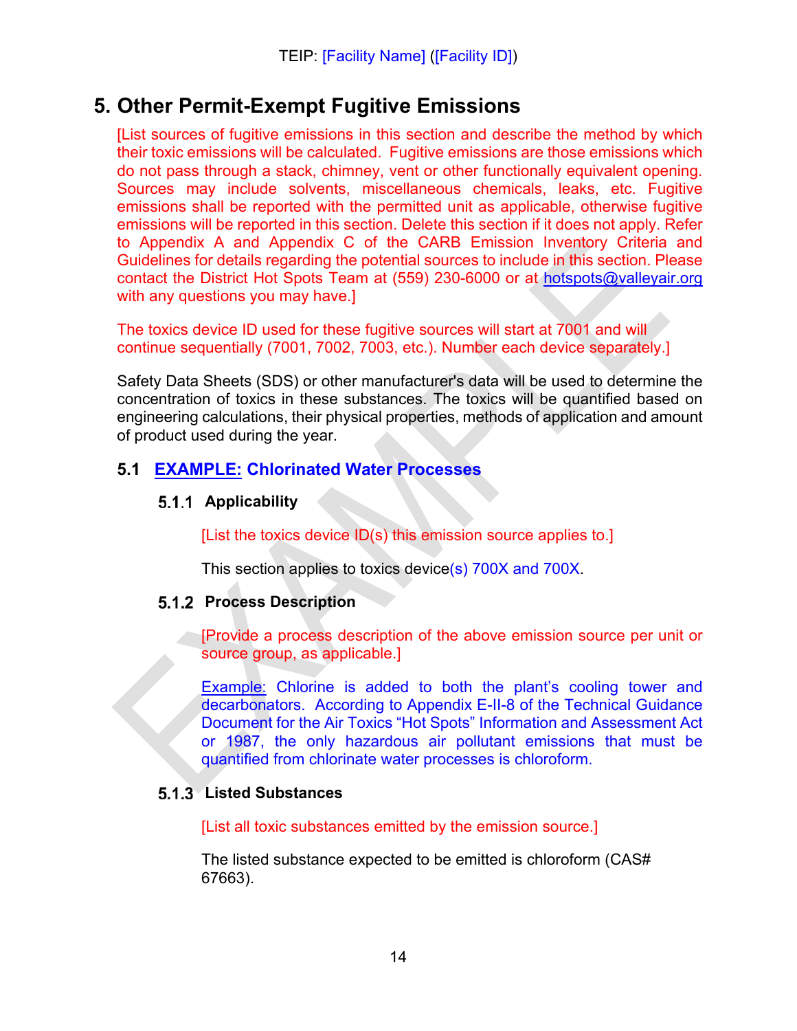# 5. Other Permit-Exempt Fugitive Emissions

[List sources of fugitive emissions in this section and describe the method by which their toxic emissions will be calculated. Fugitive emissions are those emissions which do not pass through a stack, chimney, vent or other functionally equivalent opening. Sources may include solvents, miscellaneous chemicals, leaks, etc. Fugitive emissions shall be reported with the permitted unit as applicable, otherwise fugitive emissions will be reported in this section. Delete this section if it does not apply. Refer to Appendix A and Appendix C of the CARB Emission Inventory Criteria and Guidelines for details regarding the potential sources to include in this section. Please contact the District Hot Spots Team at (559) 230-6000 or at hotspots@valleyair.org with any questions you may have.]

The toxics device ID used for these fugitive sources will start at 7001 and will continue sequentially (7001, 7002, 7003, etc.). Number each device separately.]

Safety Data Sheets (SDS) or other manufacturer's data will be used to determine the concentration of toxics in these substances. The toxics will be quantified based on engineering calculations, their physical properties, methods of application and amount of product used during the year.

## 5.1 EXAMPLE: Chlorinated Water Processes

### 5.1.1 Applicability

[List the toxics device ID(s) this emission source applies to.]

This section applies to toxics device(s) 700X and 700X.

### 5.1.2 Process Description

[Provide a process description of the above emission source per unit or source group, as applicable.]

Example: Chlorine is added to both the plant's cooling tower and decarbonators. According to Appendix E-II-8 of the Technical Guidance Document for the Air Toxics "Hot Spots" Information and Assessment Act or 1987, the only hazardous air pollutant emissions that must be quantified from chlorinate water processes is chloroform.

### 5.1.3 Listed Substances

[List all toxic substances emitted by the emission source.]

The listed substance expected to be emitted is chloroform (CAS# 67663).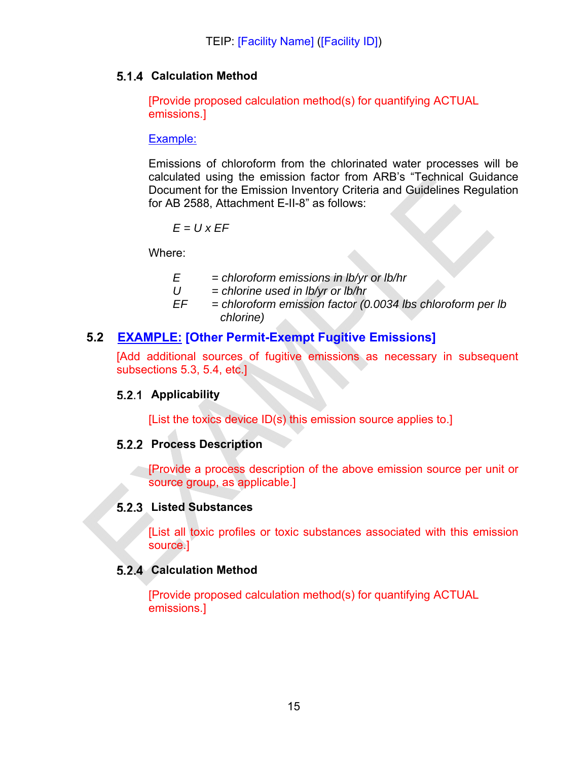### 5.1.4 Calculation Method

[Provide proposed calculation method(s) for quantifying ACTUAL emissions.]

Example:

Emissions of chloroform from the chlorinated water processes will be calculated using the emission factor from ARB's "Technical Guidance Document for the Emission Inventory Criteria and Guidelines Regulation for AB 2588, Attachment E-II-8" as follows:

$$E = U \times EF$$

Where:

- $E$ = *chloroform emissions in lb/yr or lb/hr*
- $U$ = *chlorine used in lb/yr or lb/hr*
- $EF$ = *chloroform emission factor (0.0034 lbs chloroform per lb chlorine)*

## 5.2 EXAMPLE: [Other Permit-Exempt Fugitive Emissions]

[Add additional sources of fugitive emissions as necessary in subsequent subsections 5.3, 5.4, etc.]

### 5.2.1 Applicability

[List the toxics device ID(s) this emission source applies to.]

### 5.2.2 Process Description

[Provide a process description of the above emission source per unit or source group, as applicable.]

### 5.2.3 Listed Substances

[List all toxic profiles or toxic substances associated with this emission source.]

### 5.2.4 Calculation Method

[Provide proposed calculation method(s) for quantifying ACTUAL emissions.]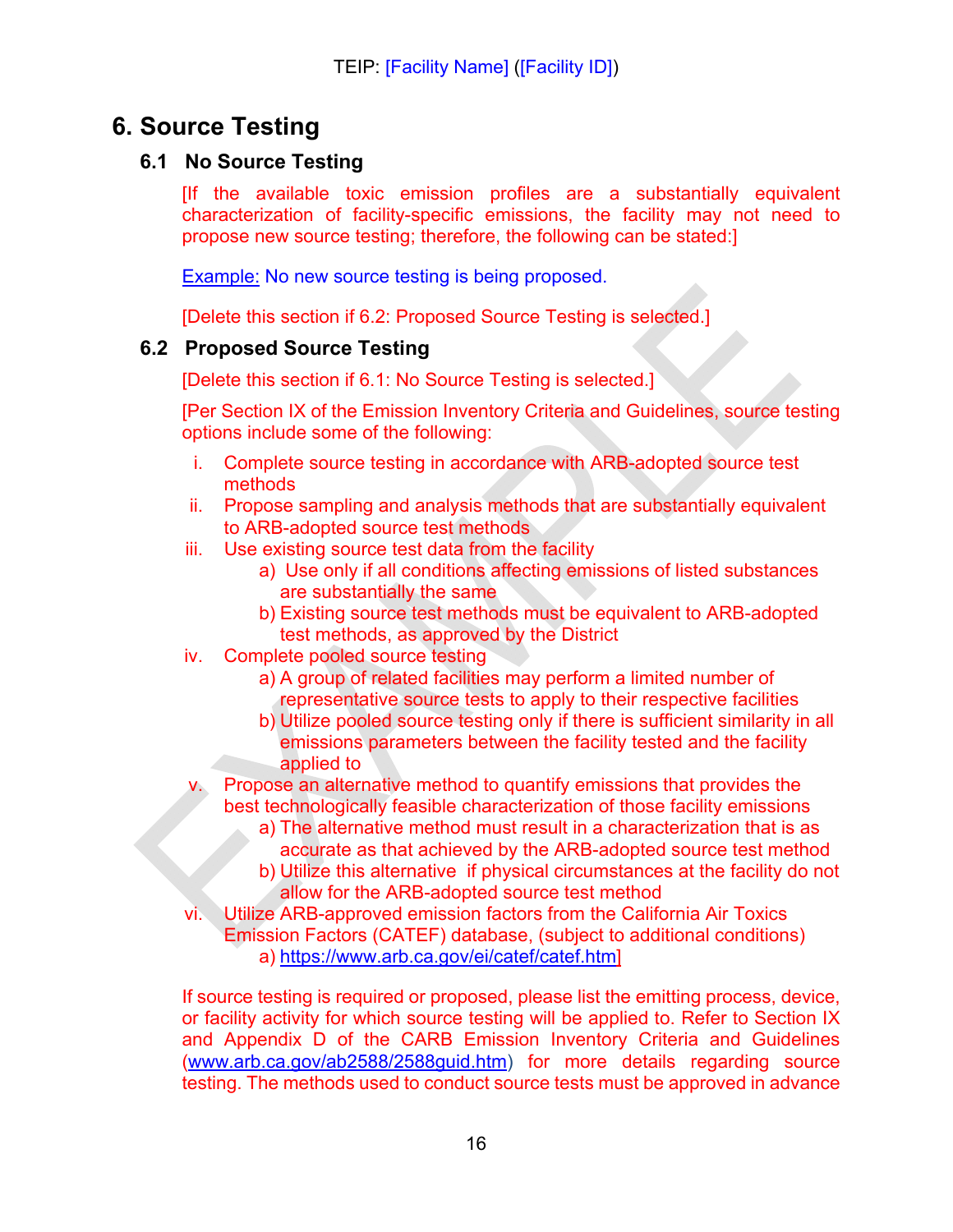# 6. Source Testing

## 6.1 No Source Testing

[If the available toxic emission profiles are a substantially equivalent characterization of facility-specific emissions, the facility may not need to propose new source testing; therefore, the following can be stated:]

Example: No new source testing is being proposed.

[Delete this section if 6.2: Proposed Source Testing is selected.]

## 6.2 Proposed Source Testing

[Delete this section if 6.1: No Source Testing is selected.]

[Per Section IX of the Emission Inventory Criteria and Guidelines, source testing options include some of the following:

i. Complete source testing in accordance with ARB-adopted source test methods
ii. Propose sampling and analysis methods that are substantially equivalent to ARB-adopted source test methods
iii. Use existing source test data from the facility
   a) Use only if all conditions affecting emissions of listed substances are substantially the same
   b) Existing source test methods must be equivalent to ARB-adopted test methods, as approved by the District
iv. Complete pooled source testing
   a) A group of related facilities may perform a limited number of representative source tests to apply to their respective facilities
   b) Utilize pooled source testing only if there is sufficient similarity in all emissions parameters between the facility tested and the facility applied to
v. Propose an alternative method to quantify emissions that provides the best technologically feasible characterization of those facility emissions
   a) The alternative method must result in a characterization that is as accurate as that achieved by the ARB-adopted source test method
   b) Utilize this alternative if physical circumstances at the facility do not allow for the ARB-adopted source test method
vi. Utilize ARB-approved emission factors from the California Air Toxics Emission Factors (CATEF) database, (subject to additional conditions)
   a) https://www.arb.ca.gov/ei/catef/catef.htm]

If source testing is required or proposed, please list the emitting process, device, or facility activity for which source testing will be applied to. Refer to Section IX and Appendix D of the CARB Emission Inventory Criteria and Guidelines (www.arb.ca.gov/ab2588/2588guid.htm) for more details regarding source testing. The methods used to conduct source tests must be approved in advance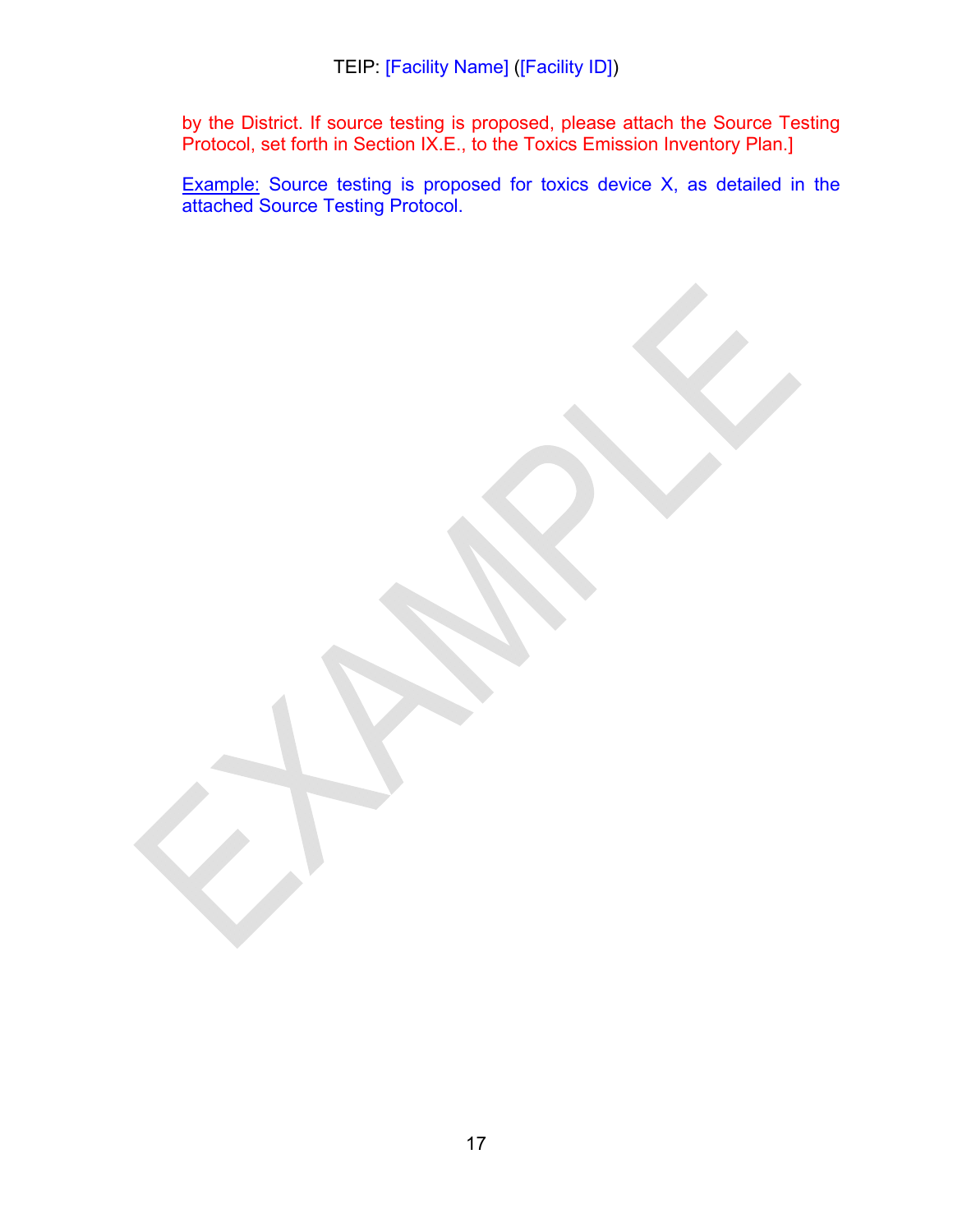by the District. If source testing is proposed, please attach the Source Testing Protocol, set forth in Section IX.E., to the Toxics Emission Inventory Plan.]

Example: Source testing is proposed for toxics device X, as detailed in the attached Source Testing Protocol.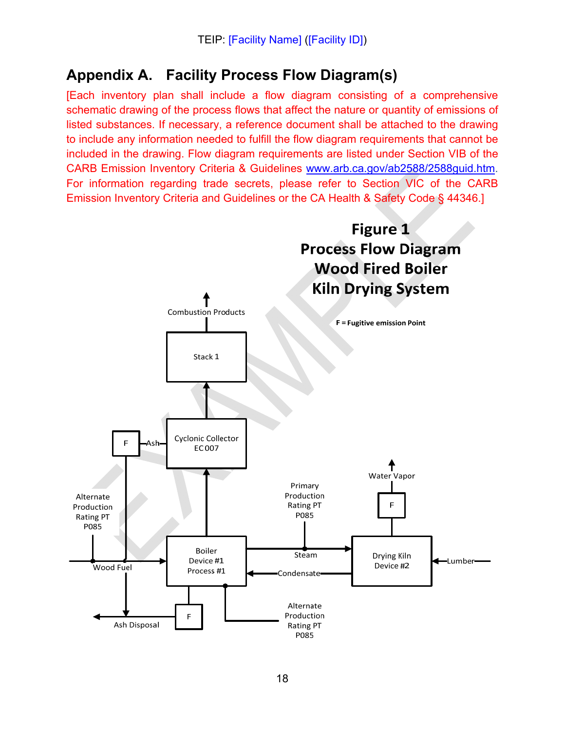## Appendix A. Facility Process Flow Diagram(s)

[Each inventory plan shall include a flow diagram consisting of a comprehensive schematic drawing of the process flows that affect the nature or quantity of emissions of listed substances. If necessary, a reference document shall be attached to the drawing to include any information needed to fulfill the flow diagram requirements that cannot be included in the drawing. Flow diagram requirements are listed under Section VIB of the CARB Emission Inventory Criteria & Guidelines www.arb.ca.gov/ab2588/2588guid.htm. For information regarding trade secrets, please refer to Section VIC of the CARB Emission Inventory Criteria and Guidelines or the CA Health & Safety Code § 44346.]

**Figure 1**
**Process Flow Diagram**
**Wood Fired Boiler**
**Kiln Drying System**

F = Fugitive emission Point

Combustion Products

Stack 1

Cyclonic Collector EC007

F — Ash

Alternate Production Rating PT P085

Wood Fuel

Boiler Device #1 Process #1

Primary Production Rating PT P085

Steam

Condensate

Water Vapor

F

Drying Kiln Device #2

Lumber

F

Ash Disposal

Alternate Production Rating PT P085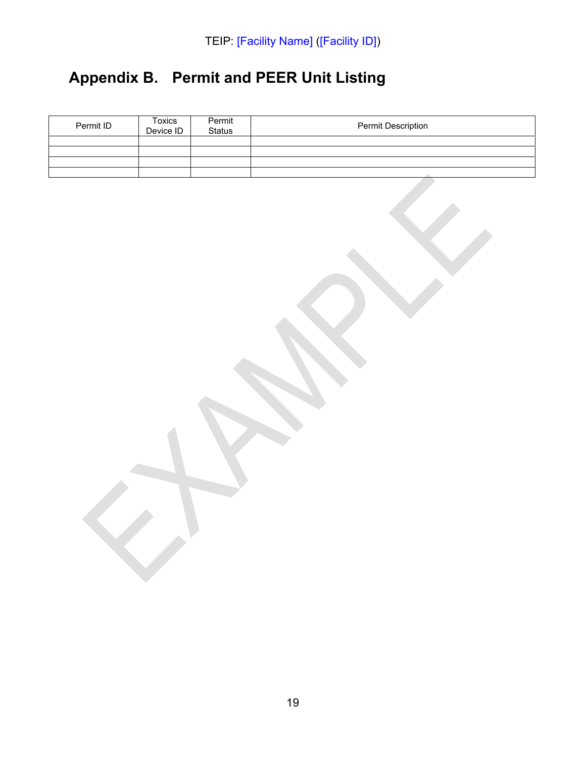TEIP: [Facility Name] ([Facility ID])

# Appendix B. Permit and PEER Unit Listing

| Permit ID | Toxics Device ID | Permit Status | Permit Description |
|---|---|---|---|
| | | | |
| | | | |
| | | | |
| | | | |

EXAMPLE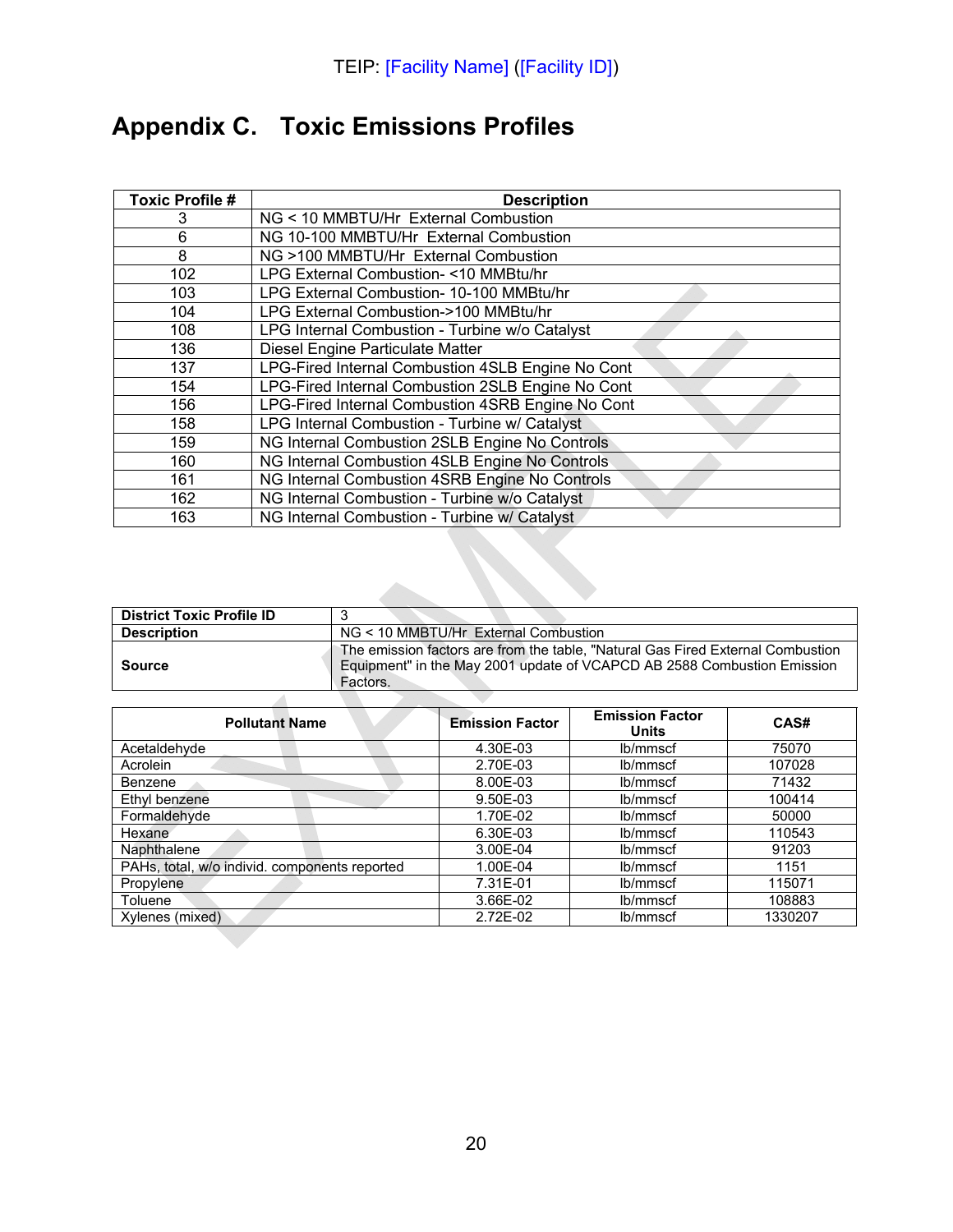# Appendix C. Toxic Emissions Profiles

| Toxic Profile # | Description |
|---|---|
| 3 | NG < 10 MMBTU/Hr External Combustion |
| 6 | NG 10-100 MMBTU/Hr External Combustion |
| 8 | NG >100 MMBTU/Hr External Combustion |
| 102 | LPG External Combustion- <10 MMBtu/hr |
| 103 | LPG External Combustion- 10-100 MMBtu/hr |
| 104 | LPG External Combustion->100 MMBtu/hr |
| 108 | LPG Internal Combustion - Turbine w/o Catalyst |
| 136 | Diesel Engine Particulate Matter |
| 137 | LPG-Fired Internal Combustion 4SLB Engine No Cont |
| 154 | LPG-Fired Internal Combustion 2SLB Engine No Cont |
| 156 | LPG-Fired Internal Combustion 4SRB Engine No Cont |
| 158 | LPG Internal Combustion - Turbine w/ Catalyst |
| 159 | NG Internal Combustion 2SLB Engine No Controls |
| 160 | NG Internal Combustion 4SLB Engine No Controls |
| 161 | NG Internal Combustion 4SRB Engine No Controls |
| 162 | NG Internal Combustion - Turbine w/o Catalyst |
| 163 | NG Internal Combustion - Turbine w/ Catalyst |

| | |
|---|---|
| **District Toxic Profile ID** | 3 |
| **Description** | NG < 10 MMBTU/Hr External Combustion |
| **Source** | The emission factors are from the table, "Natural Gas Fired External Combustion Equipment" in the May 2001 update of VCAPCD AB 2588 Combustion Emission Factors. |

| Pollutant Name | Emission Factor | Emission Factor Units | CAS# |
|---|---|---|---|
| Acetaldehyde | 4.30E-03 | lb/mmscf | 75070 |
| Acrolein | 2.70E-03 | lb/mmscf | 107028 |
| Benzene | 8.00E-03 | lb/mmscf | 71432 |
| Ethyl benzene | 9.50E-03 | lb/mmscf | 100414 |
| Formaldehyde | 1.70E-02 | lb/mmscf | 50000 |
| Hexane | 6.30E-03 | lb/mmscf | 110543 |
| Naphthalene | 3.00E-04 | lb/mmscf | 91203 |
| PAHs, total, w/o individ. components reported | 1.00E-04 | lb/mmscf | 1151 |
| Propylene | 7.31E-01 | lb/mmscf | 115071 |
| Toluene | 3.66E-02 | lb/mmscf | 108883 |
| Xylenes (mixed) | 2.72E-02 | lb/mmscf | 1330207 |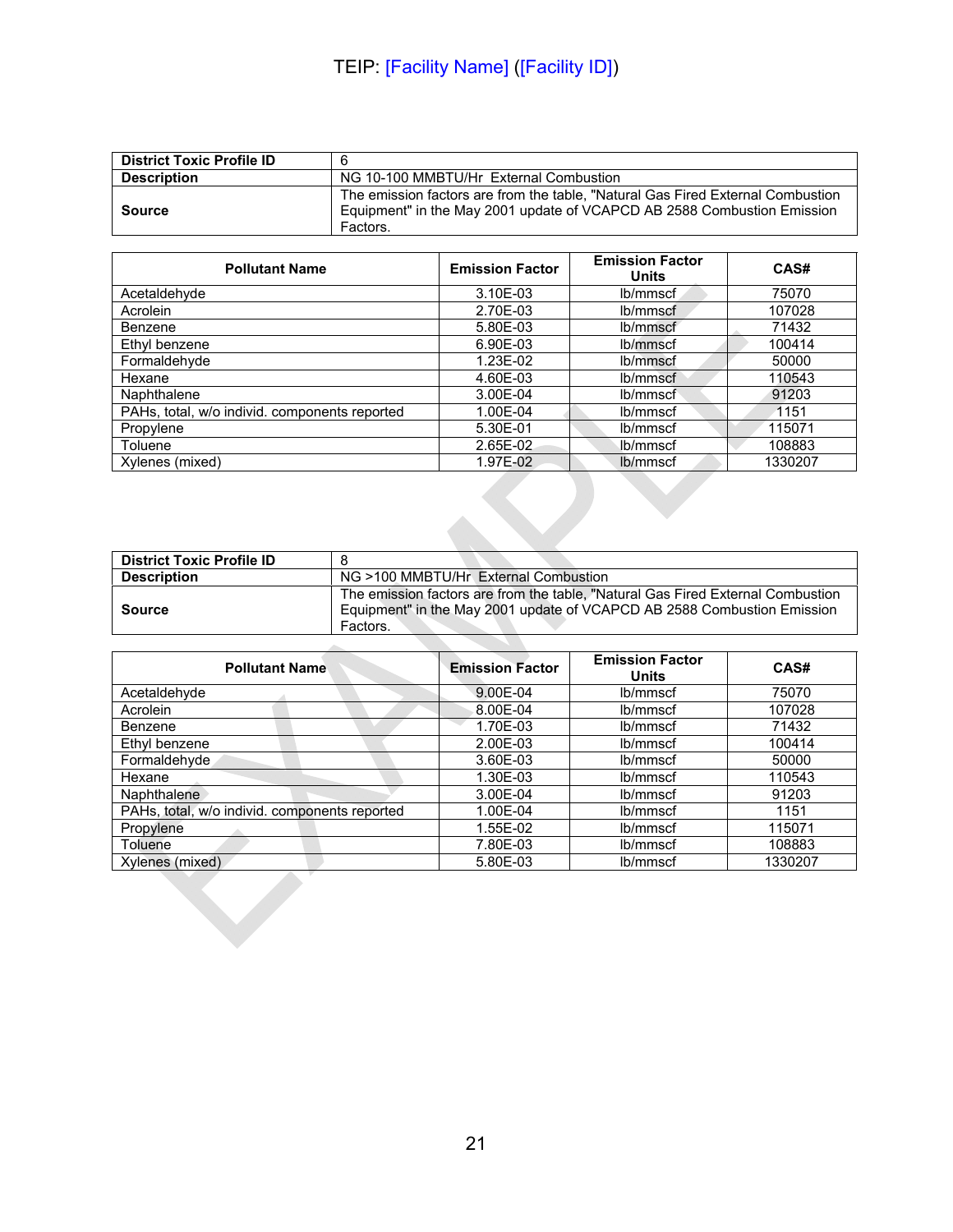| District Toxic Profile ID | 6 |
|---|---|
| Description | NG 10-100 MMBTU/Hr External Combustion |
| Source | The emission factors are from the table, "Natural Gas Fired External Combustion Equipment" in the May 2001 update of VCAPCD AB 2588 Combustion Emission Factors. |

| Pollutant Name | Emission Factor | Emission Factor Units | CAS# |
|---|---|---|---|
| Acetaldehyde | 3.10E-03 | lb/mmscf | 75070 |
| Acrolein | 2.70E-03 | lb/mmscf | 107028 |
| Benzene | 5.80E-03 | lb/mmscf | 71432 |
| Ethyl benzene | 6.90E-03 | lb/mmscf | 100414 |
| Formaldehyde | 1.23E-02 | lb/mmscf | 50000 |
| Hexane | 4.60E-03 | lb/mmscf | 110543 |
| Naphthalene | 3.00E-04 | lb/mmscf | 91203 |
| PAHs, total, w/o individ. components reported | 1.00E-04 | lb/mmscf | 1151 |
| Propylene | 5.30E-01 | lb/mmscf | 115071 |
| Toluene | 2.65E-02 | lb/mmscf | 108883 |
| Xylenes (mixed) | 1.97E-02 | lb/mmscf | 1330207 |

| District Toxic Profile ID | 8 |
|---|---|
| Description | NG >100 MMBTU/Hr External Combustion |
| Source | The emission factors are from the table, "Natural Gas Fired External Combustion Equipment" in the May 2001 update of VCAPCD AB 2588 Combustion Emission Factors. |

| Pollutant Name | Emission Factor | Emission Factor Units | CAS# |
|---|---|---|---|
| Acetaldehyde | 9.00E-04 | lb/mmscf | 75070 |
| Acrolein | 8.00E-04 | lb/mmscf | 107028 |
| Benzene | 1.70E-03 | lb/mmscf | 71432 |
| Ethyl benzene | 2.00E-03 | lb/mmscf | 100414 |
| Formaldehyde | 3.60E-03 | lb/mmscf | 50000 |
| Hexane | 1.30E-03 | lb/mmscf | 110543 |
| Naphthalene | 3.00E-04 | lb/mmscf | 91203 |
| PAHs, total, w/o individ. components reported | 1.00E-04 | lb/mmscf | 1151 |
| Propylene | 1.55E-02 | lb/mmscf | 115071 |
| Toluene | 7.80E-03 | lb/mmscf | 108883 |
| Xylenes (mixed) | 5.80E-03 | lb/mmscf | 1330207 |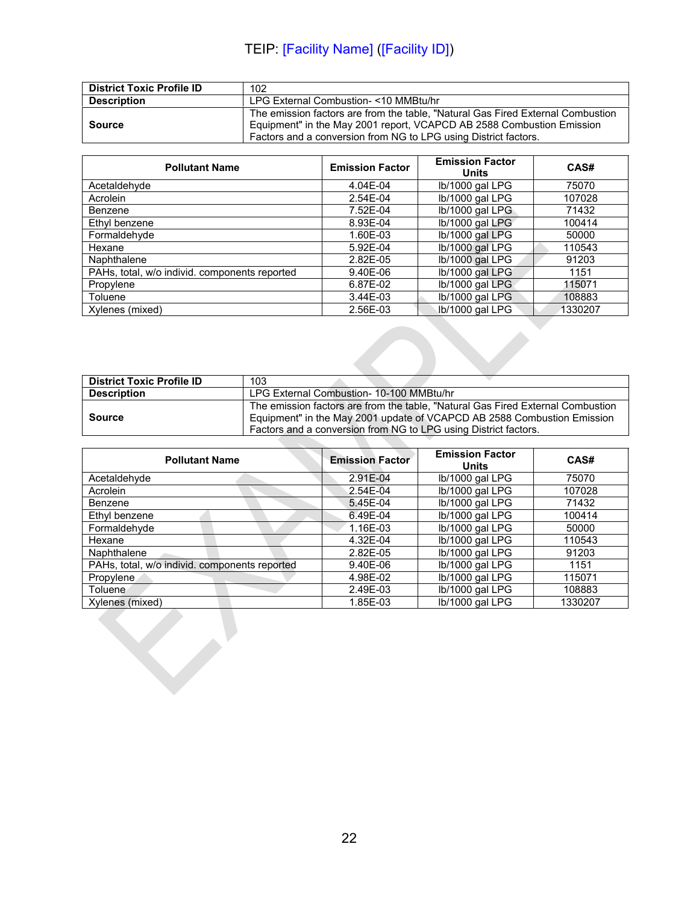TEIP: [Facility Name] ([Facility ID])

| District Toxic Profile ID | 102 |
|---|---|
| Description | LPG External Combustion- <10 MMBtu/hr |
| Source | The emission factors are from the table, "Natural Gas Fired External Combustion Equipment" in the May 2001 report, VCAPCD AB 2588 Combustion Emission Factors and a conversion from NG to LPG using District factors. |

| Pollutant Name | Emission Factor | Emission Factor Units | CAS# |
|---|---|---|---|
| Acetaldehyde | 4.04E-04 | lb/1000 gal LPG | 75070 |
| Acrolein | 2.54E-04 | lb/1000 gal LPG | 107028 |
| Benzene | 7.52E-04 | lb/1000 gal LPG | 71432 |
| Ethyl benzene | 8.93E-04 | lb/1000 gal LPG | 100414 |
| Formaldehyde | 1.60E-03 | lb/1000 gal LPG | 50000 |
| Hexane | 5.92E-04 | lb/1000 gal LPG | 110543 |
| Naphthalene | 2.82E-05 | lb/1000 gal LPG | 91203 |
| PAHs, total, w/o individ. components reported | 9.40E-06 | lb/1000 gal LPG | 1151 |
| Propylene | 6.87E-02 | lb/1000 gal LPG | 115071 |
| Toluene | 3.44E-03 | lb/1000 gal LPG | 108883 |
| Xylenes (mixed) | 2.56E-03 | lb/1000 gal LPG | 1330207 |

| District Toxic Profile ID | 103 |
|---|---|
| Description | LPG External Combustion- 10-100 MMBtu/hr |
| Source | The emission factors are from the table, "Natural Gas Fired External Combustion Equipment" in the May 2001 update of VCAPCD AB 2588 Combustion Emission Factors and a conversion from NG to LPG using District factors. |

| Pollutant Name | Emission Factor | Emission Factor Units | CAS# |
|---|---|---|---|
| Acetaldehyde | 2.91E-04 | lb/1000 gal LPG | 75070 |
| Acrolein | 2.54E-04 | lb/1000 gal LPG | 107028 |
| Benzene | 5.45E-04 | lb/1000 gal LPG | 71432 |
| Ethyl benzene | 6.49E-04 | lb/1000 gal LPG | 100414 |
| Formaldehyde | 1.16E-03 | lb/1000 gal LPG | 50000 |
| Hexane | 4.32E-04 | lb/1000 gal LPG | 110543 |
| Naphthalene | 2.82E-05 | lb/1000 gal LPG | 91203 |
| PAHs, total, w/o individ. components reported | 9.40E-06 | lb/1000 gal LPG | 1151 |
| Propylene | 4.98E-02 | lb/1000 gal LPG | 115071 |
| Toluene | 2.49E-03 | lb/1000 gal LPG | 108883 |
| Xylenes (mixed) | 1.85E-03 | lb/1000 gal LPG | 1330207 |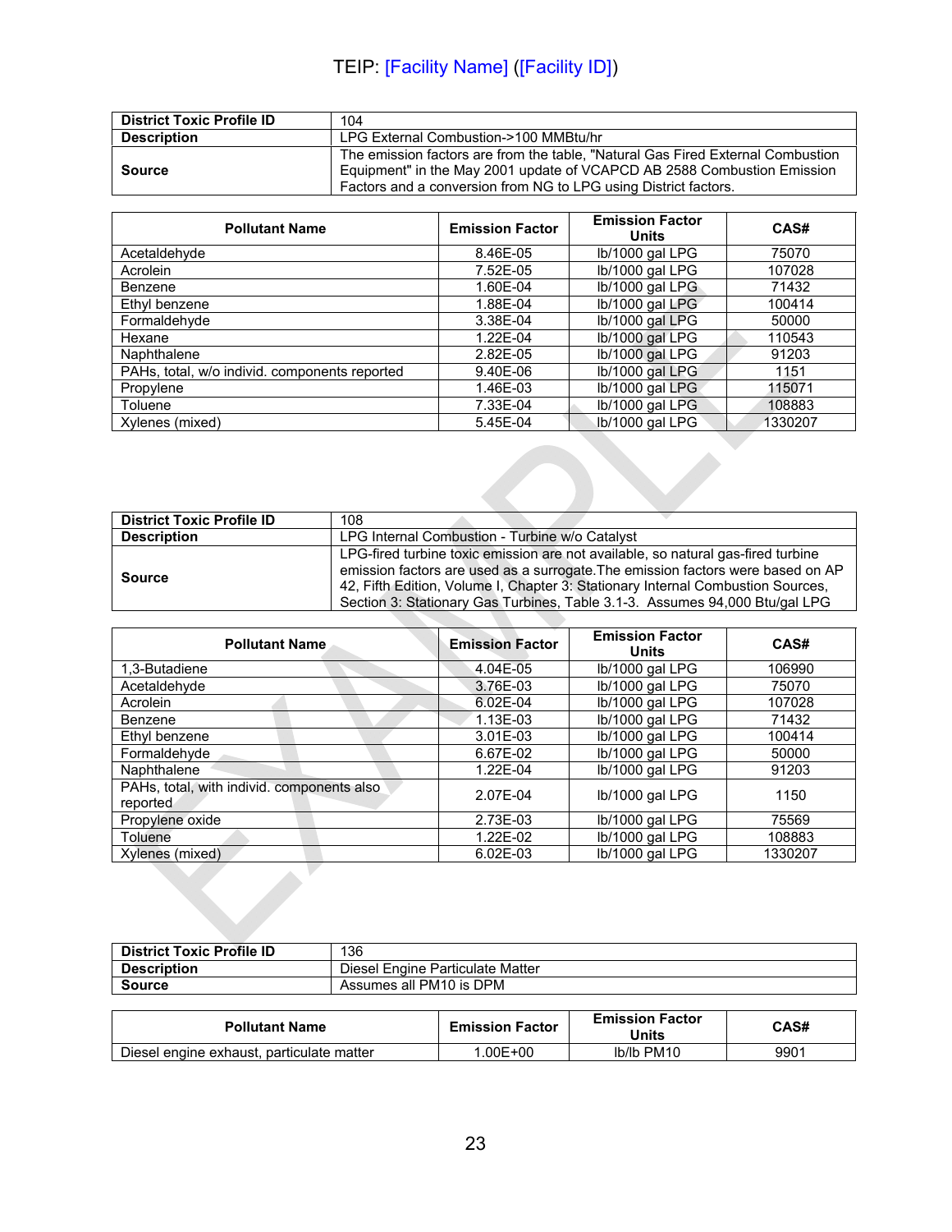TEIP: [Facility Name] ([Facility ID])

| District Toxic Profile ID | 104 |
|---|---|
| Description | LPG External Combustion->100 MMBtu/hr |
| Source | The emission factors are from the table, "Natural Gas Fired External Combustion Equipment" in the May 2001 update of VCAPCD AB 2588 Combustion Emission Factors and a conversion from NG to LPG using District factors. |

| Pollutant Name | Emission Factor | Emission Factor Units | CAS# |
|---|---|---|---|
| Acetaldehyde | 8.46E-05 | lb/1000 gal LPG | 75070 |
| Acrolein | 7.52E-05 | lb/1000 gal LPG | 107028 |
| Benzene | 1.60E-04 | lb/1000 gal LPG | 71432 |
| Ethyl benzene | 1.88E-04 | lb/1000 gal LPG | 100414 |
| Formaldehyde | 3.38E-04 | lb/1000 gal LPG | 50000 |
| Hexane | 1.22E-04 | lb/1000 gal LPG | 110543 |
| Naphthalene | 2.82E-05 | lb/1000 gal LPG | 91203 |
| PAHs, total, w/o individ. components reported | 9.40E-06 | lb/1000 gal LPG | 1151 |
| Propylene | 1.46E-03 | lb/1000 gal LPG | 115071 |
| Toluene | 7.33E-04 | lb/1000 gal LPG | 108883 |
| Xylenes (mixed) | 5.45E-04 | lb/1000 gal LPG | 1330207 |

| District Toxic Profile ID | 108 |
|---|---|
| Description | LPG Internal Combustion - Turbine w/o Catalyst |
| Source | LPG-fired turbine toxic emission are not available, so natural gas-fired turbine emission factors are used as a surrogate.The emission factors were based on AP 42, Fifth Edition, Volume I, Chapter 3: Stationary Internal Combustion Sources, Section 3: Stationary Gas Turbines, Table 3.1-3. Assumes 94,000 Btu/gal LPG |

| Pollutant Name | Emission Factor | Emission Factor Units | CAS# |
|---|---|---|---|
| 1,3-Butadiene | 4.04E-05 | lb/1000 gal LPG | 106990 |
| Acetaldehyde | 3.76E-03 | lb/1000 gal LPG | 75070 |
| Acrolein | 6.02E-04 | lb/1000 gal LPG | 107028 |
| Benzene | 1.13E-03 | lb/1000 gal LPG | 71432 |
| Ethyl benzene | 3.01E-03 | lb/1000 gal LPG | 100414 |
| Formaldehyde | 6.67E-02 | lb/1000 gal LPG | 50000 |
| Naphthalene | 1.22E-04 | lb/1000 gal LPG | 91203 |
| PAHs, total, with individ. components also reported | 2.07E-04 | lb/1000 gal LPG | 1150 |
| Propylene oxide | 2.73E-03 | lb/1000 gal LPG | 75569 |
| Toluene | 1.22E-02 | lb/1000 gal LPG | 108883 |
| Xylenes (mixed) | 6.02E-03 | lb/1000 gal LPG | 1330207 |

| District Toxic Profile ID | 136 |
|---|---|
| Description | Diesel Engine Particulate Matter |
| Source | Assumes all PM10 is DPM |

| Pollutant Name | Emission Factor | Emission Factor Units | CAS# |
|---|---|---|---|
| Diesel engine exhaust, particulate matter | 1.00E+00 | lb/lb PM10 | 9901 |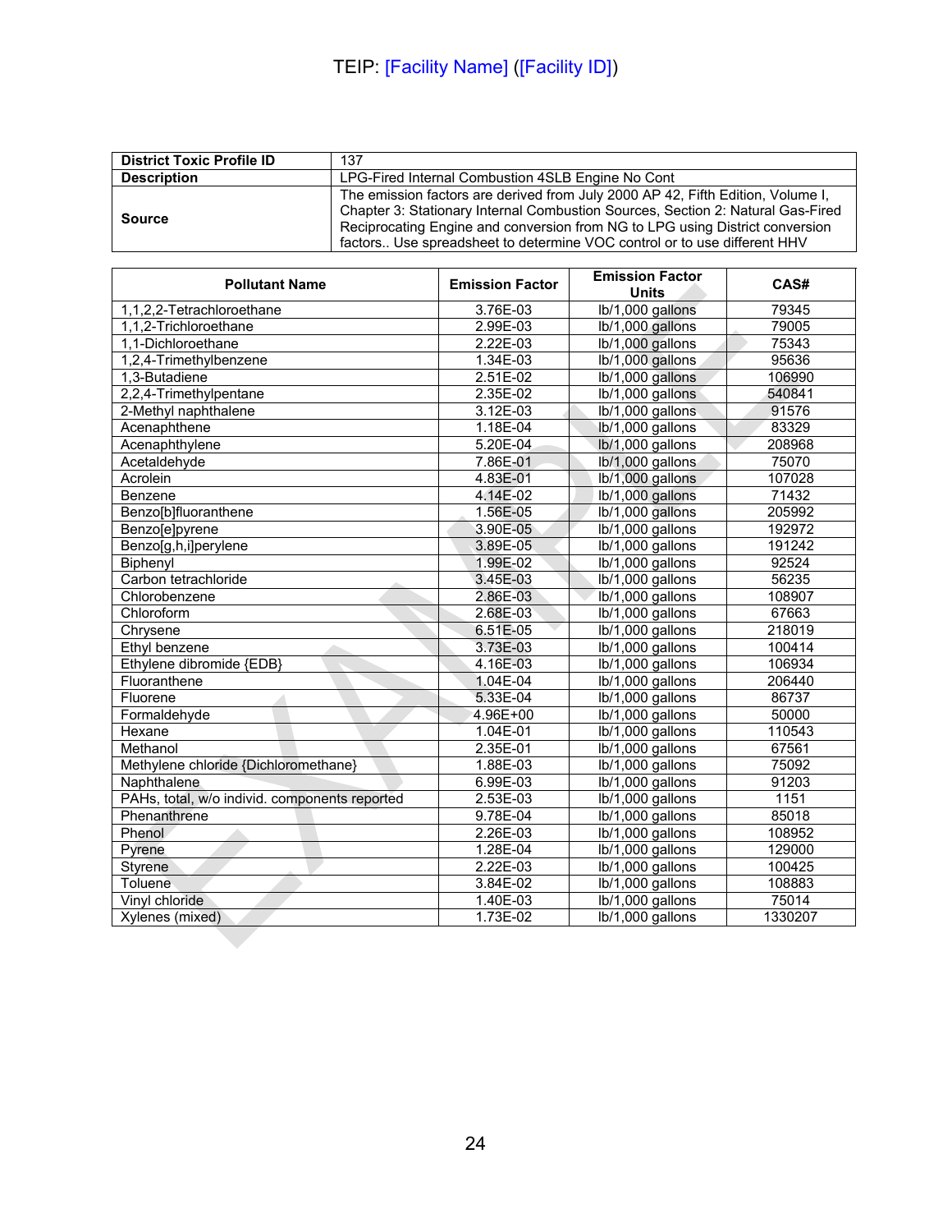TEIP: [Facility Name] ([Facility ID])

| District Toxic Profile ID | 137 |
|---|---|
| Description | LPG-Fired Internal Combustion 4SLB Engine No Cont |
| Source | The emission factors are derived from July 2000 AP 42, Fifth Edition, Volume I, Chapter 3: Stationary Internal Combustion Sources, Section 2: Natural Gas-Fired Reciprocating Engine and conversion from NG to LPG using District conversion factors.. Use spreadsheet to determine VOC control or to use different HHV |

| Pollutant Name | Emission Factor | Emission Factor Units | CAS# |
|---|---|---|---|
| 1,1,2,2-Tetrachloroethane | 3.76E-03 | lb/1,000 gallons | 79345 |
| 1,1,2-Trichloroethane | 2.99E-03 | lb/1,000 gallons | 79005 |
| 1,1-Dichloroethane | 2.22E-03 | lb/1,000 gallons | 75343 |
| 1,2,4-Trimethylbenzene | 1.34E-03 | lb/1,000 gallons | 95636 |
| 1,3-Butadiene | 2.51E-02 | lb/1,000 gallons | 106990 |
| 2,2,4-Trimethylpentane | 2.35E-02 | lb/1,000 gallons | 540841 |
| 2-Methyl naphthalene | 3.12E-03 | lb/1,000 gallons | 91576 |
| Acenaphthene | 1.18E-04 | lb/1,000 gallons | 83329 |
| Acenaphthylene | 5.20E-04 | lb/1,000 gallons | 208968 |
| Acetaldehyde | 7.86E-01 | lb/1,000 gallons | 75070 |
| Acrolein | 4.83E-01 | lb/1,000 gallons | 107028 |
| Benzene | 4.14E-02 | lb/1,000 gallons | 71432 |
| Benzo[b]fluoranthene | 1.56E-05 | lb/1,000 gallons | 205992 |
| Benzo[e]pyrene | 3.90E-05 | lb/1,000 gallons | 192972 |
| Benzo[g,h,i]perylene | 3.89E-05 | lb/1,000 gallons | 191242 |
| Biphenyl | 1.99E-02 | lb/1,000 gallons | 92524 |
| Carbon tetrachloride | 3.45E-03 | lb/1,000 gallons | 56235 |
| Chlorobenzene | 2.86E-03 | lb/1,000 gallons | 108907 |
| Chloroform | 2.68E-03 | lb/1,000 gallons | 67663 |
| Chrysene | 6.51E-05 | lb/1,000 gallons | 218019 |
| Ethyl benzene | 3.73E-03 | lb/1,000 gallons | 100414 |
| Ethylene dibromide {EDB} | 4.16E-03 | lb/1,000 gallons | 106934 |
| Fluoranthene | 1.04E-04 | lb/1,000 gallons | 206440 |
| Fluorene | 5.33E-04 | lb/1,000 gallons | 86737 |
| Formaldehyde | 4.96E+00 | lb/1,000 gallons | 50000 |
| Hexane | 1.04E-01 | lb/1,000 gallons | 110543 |
| Methanol | 2.35E-01 | lb/1,000 gallons | 67561 |
| Methylene chloride {Dichloromethane} | 1.88E-03 | lb/1,000 gallons | 75092 |
| Naphthalene | 6.99E-03 | lb/1,000 gallons | 91203 |
| PAHs, total, w/o individ. components reported | 2.53E-03 | lb/1,000 gallons | 1151 |
| Phenanthrene | 9.78E-04 | lb/1,000 gallons | 85018 |
| Phenol | 2.26E-03 | lb/1,000 gallons | 108952 |
| Pyrene | 1.28E-04 | lb/1,000 gallons | 129000 |
| Styrene | 2.22E-03 | lb/1,000 gallons | 100425 |
| Toluene | 3.84E-02 | lb/1,000 gallons | 108883 |
| Vinyl chloride | 1.40E-03 | lb/1,000 gallons | 75014 |
| Xylenes (mixed) | 1.73E-02 | lb/1,000 gallons | 1330207 |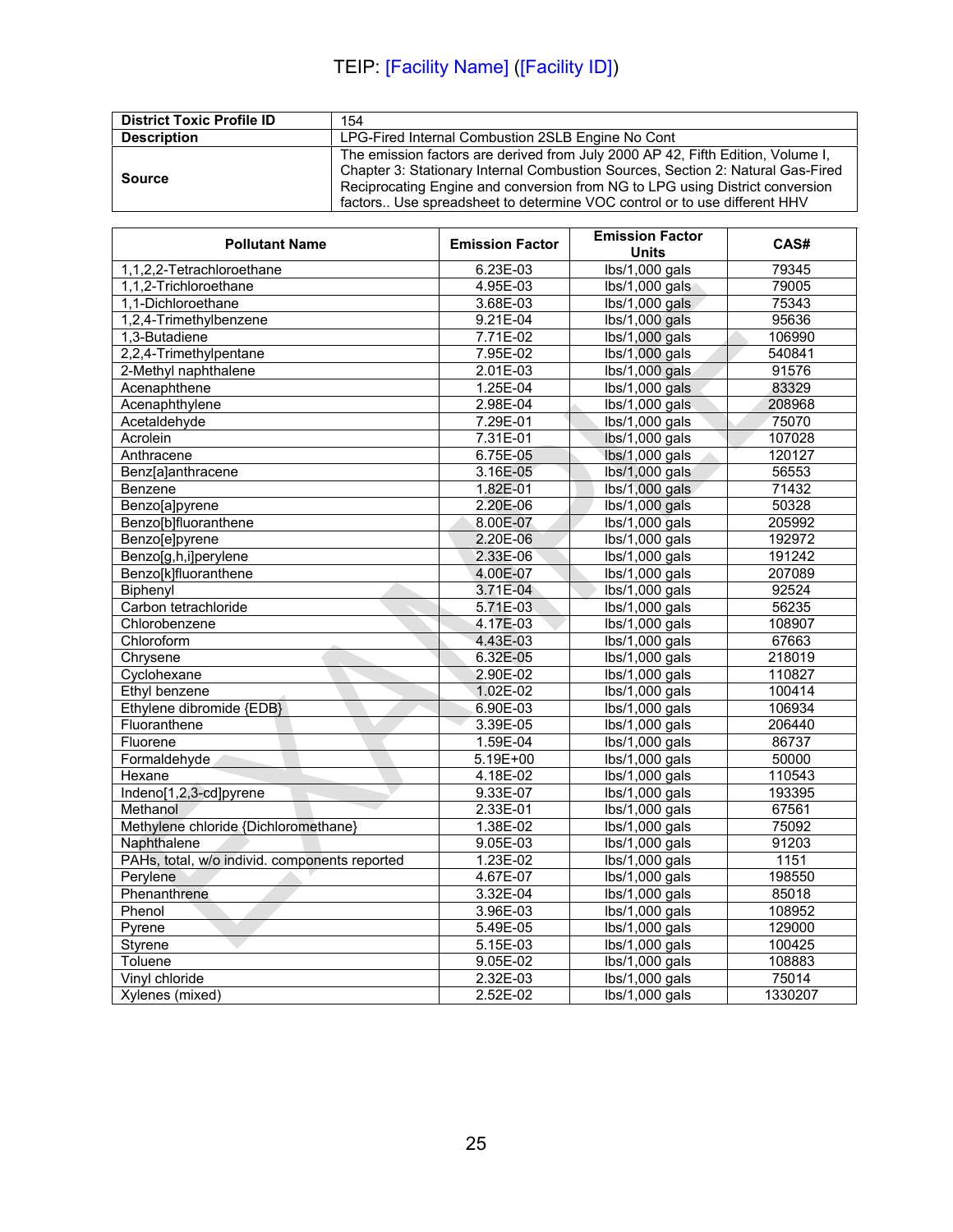TEIP: [Facility Name] ([Facility ID])

| District Toxic Profile ID | 154 |
|---|---|
| Description | LPG-Fired Internal Combustion 2SLB Engine No Cont |
| Source | The emission factors are derived from July 2000 AP 42, Fifth Edition, Volume I, Chapter 3: Stationary Internal Combustion Sources, Section 2: Natural Gas-Fired Reciprocating Engine and conversion from NG to LPG using District conversion factors.. Use spreadsheet to determine VOC control or to use different HHV |

| Pollutant Name | Emission Factor | Emission Factor Units | CAS# |
|---|---|---|---|
| 1,1,2,2-Tetrachloroethane | 6.23E-03 | lbs/1,000 gals | 79345 |
| 1,1,2-Trichloroethane | 4.95E-03 | lbs/1,000 gals | 79005 |
| 1,1-Dichloroethane | 3.68E-03 | lbs/1,000 gals | 75343 |
| 1,2,4-Trimethylbenzene | 9.21E-04 | lbs/1,000 gals | 95636 |
| 1,3-Butadiene | 7.71E-02 | lbs/1,000 gals | 106990 |
| 2,2,4-Trimethylpentane | 7.95E-02 | lbs/1,000 gals | 540841 |
| 2-Methyl naphthalene | 2.01E-03 | lbs/1,000 gals | 91576 |
| Acenaphthene | 1.25E-04 | lbs/1,000 gals | 83329 |
| Acenaphthylene | 2.98E-04 | lbs/1,000 gals | 208968 |
| Acetaldehyde | 7.29E-01 | lbs/1,000 gals | 75070 |
| Acrolein | 7.31E-01 | lbs/1,000 gals | 107028 |
| Anthracene | 6.75E-05 | lbs/1,000 gals | 120127 |
| Benz[a]anthracene | 3.16E-05 | lbs/1,000 gals | 56553 |
| Benzene | 1.82E-01 | lbs/1,000 gals | 71432 |
| Benzo[a]pyrene | 2.20E-06 | lbs/1,000 gals | 50328 |
| Benzo[b]fluoranthene | 8.00E-07 | lbs/1,000 gals | 205992 |
| Benzo[e]pyrene | 2.20E-06 | lbs/1,000 gals | 192972 |
| Benzo[g,h,i]perylene | 2.33E-06 | lbs/1,000 gals | 191242 |
| Benzo[k]fluoranthene | 4.00E-07 | lbs/1,000 gals | 207089 |
| Biphenyl | 3.71E-04 | lbs/1,000 gals | 92524 |
| Carbon tetrachloride | 5.71E-03 | lbs/1,000 gals | 56235 |
| Chlorobenzene | 4.17E-03 | lbs/1,000 gals | 108907 |
| Chloroform | 4.43E-03 | lbs/1,000 gals | 67663 |
| Chrysene | 6.32E-05 | lbs/1,000 gals | 218019 |
| Cyclohexane | 2.90E-02 | lbs/1,000 gals | 110827 |
| Ethyl benzene | 1.02E-02 | lbs/1,000 gals | 100414 |
| Ethylene dibromide {EDB} | 6.90E-03 | lbs/1,000 gals | 106934 |
| Fluoranthene | 3.39E-05 | lbs/1,000 gals | 206440 |
| Fluorene | 1.59E-04 | lbs/1,000 gals | 86737 |
| Formaldehyde | 5.19E+00 | lbs/1,000 gals | 50000 |
| Hexane | 4.18E-02 | lbs/1,000 gals | 110543 |
| Indeno[1,2,3-cd]pyrene | 9.33E-07 | lbs/1,000 gals | 193395 |
| Methanol | 2.33E-01 | lbs/1,000 gals | 67561 |
| Methylene chloride {Dichloromethane} | 1.38E-02 | lbs/1,000 gals | 75092 |
| Naphthalene | 9.05E-03 | lbs/1,000 gals | 91203 |
| PAHs, total, w/o individ. components reported | 1.23E-02 | lbs/1,000 gals | 1151 |
| Perylene | 4.67E-07 | lbs/1,000 gals | 198550 |
| Phenanthrene | 3.32E-04 | lbs/1,000 gals | 85018 |
| Phenol | 3.96E-03 | lbs/1,000 gals | 108952 |
| Pyrene | 5.49E-05 | lbs/1,000 gals | 129000 |
| Styrene | 5.15E-03 | lbs/1,000 gals | 100425 |
| Toluene | 9.05E-02 | lbs/1,000 gals | 108883 |
| Vinyl chloride | 2.32E-03 | lbs/1,000 gals | 75014 |
| Xylenes (mixed) | 2.52E-02 | lbs/1,000 gals | 1330207 |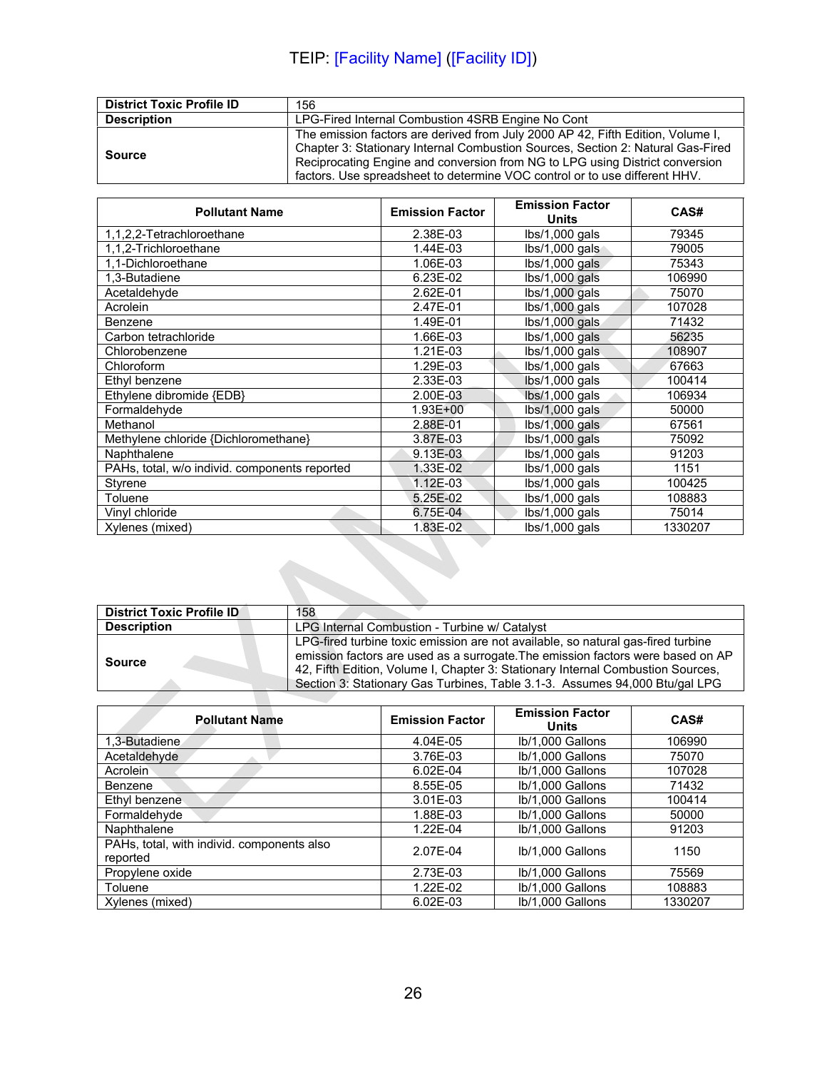TEIP: [Facility Name] ([Facility ID])

| District Toxic Profile ID | 156 |
|---|---|
| Description | LPG-Fired Internal Combustion 4SRB Engine No Cont |
| Source | The emission factors are derived from July 2000 AP 42, Fifth Edition, Volume I, Chapter 3: Stationary Internal Combustion Sources, Section 2: Natural Gas-Fired Reciprocating Engine and conversion from NG to LPG using District conversion factors. Use spreadsheet to determine VOC control or to use different HHV. |

| Pollutant Name | Emission Factor | Emission Factor Units | CAS# |
|---|---|---|---|
| 1,1,2,2-Tetrachloroethane | 2.38E-03 | lbs/1,000 gals | 79345 |
| 1,1,2-Trichloroethane | 1.44E-03 | lbs/1,000 gals | 79005 |
| 1,1-Dichloroethane | 1.06E-03 | lbs/1,000 gals | 75343 |
| 1,3-Butadiene | 6.23E-02 | lbs/1,000 gals | 106990 |
| Acetaldehyde | 2.62E-01 | lbs/1,000 gals | 75070 |
| Acrolein | 2.47E-01 | lbs/1,000 gals | 107028 |
| Benzene | 1.49E-01 | lbs/1,000 gals | 71432 |
| Carbon tetrachloride | 1.66E-03 | lbs/1,000 gals | 56235 |
| Chlorobenzene | 1.21E-03 | lbs/1,000 gals | 108907 |
| Chloroform | 1.29E-03 | lbs/1,000 gals | 67663 |
| Ethyl benzene | 2.33E-03 | lbs/1,000 gals | 100414 |
| Ethylene dibromide {EDB} | 2.00E-03 | lbs/1,000 gals | 106934 |
| Formaldehyde | 1.93E+00 | lbs/1,000 gals | 50000 |
| Methanol | 2.88E-01 | lbs/1,000 gals | 67561 |
| Methylene chloride {Dichloromethane} | 3.87E-03 | lbs/1,000 gals | 75092 |
| Naphthalene | 9.13E-03 | lbs/1,000 gals | 91203 |
| PAHs, total, w/o individ. components reported | 1.33E-02 | lbs/1,000 gals | 1151 |
| Styrene | 1.12E-03 | lbs/1,000 gals | 100425 |
| Toluene | 5.25E-02 | lbs/1,000 gals | 108883 |
| Vinyl chloride | 6.75E-04 | lbs/1,000 gals | 75014 |
| Xylenes (mixed) | 1.83E-02 | lbs/1,000 gals | 1330207 |

| District Toxic Profile ID | 158 |
|---|---|
| Description | LPG Internal Combustion - Turbine w/ Catalyst |
| Source | LPG-fired turbine toxic emission are not available, so natural gas-fired turbine emission factors are used as a surrogate.The emission factors were based on AP 42, Fifth Edition, Volume I, Chapter 3: Stationary Internal Combustion Sources, Section 3: Stationary Gas Turbines, Table 3.1-3. Assumes 94,000 Btu/gal LPG |

| Pollutant Name | Emission Factor | Emission Factor Units | CAS# |
|---|---|---|---|
| 1,3-Butadiene | 4.04E-05 | lb/1,000 Gallons | 106990 |
| Acetaldehyde | 3.76E-03 | lb/1,000 Gallons | 75070 |
| Acrolein | 6.02E-04 | lb/1,000 Gallons | 107028 |
| Benzene | 8.55E-05 | lb/1,000 Gallons | 71432 |
| Ethyl benzene | 3.01E-03 | lb/1,000 Gallons | 100414 |
| Formaldehyde | 1.88E-03 | lb/1,000 Gallons | 50000 |
| Naphthalene | 1.22E-04 | lb/1,000 Gallons | 91203 |
| PAHs, total, with individ. components also reported | 2.07E-04 | lb/1,000 Gallons | 1150 |
| Propylene oxide | 2.73E-03 | lb/1,000 Gallons | 75569 |
| Toluene | 1.22E-02 | lb/1,000 Gallons | 108883 |
| Xylenes (mixed) | 6.02E-03 | lb/1,000 Gallons | 1330207 |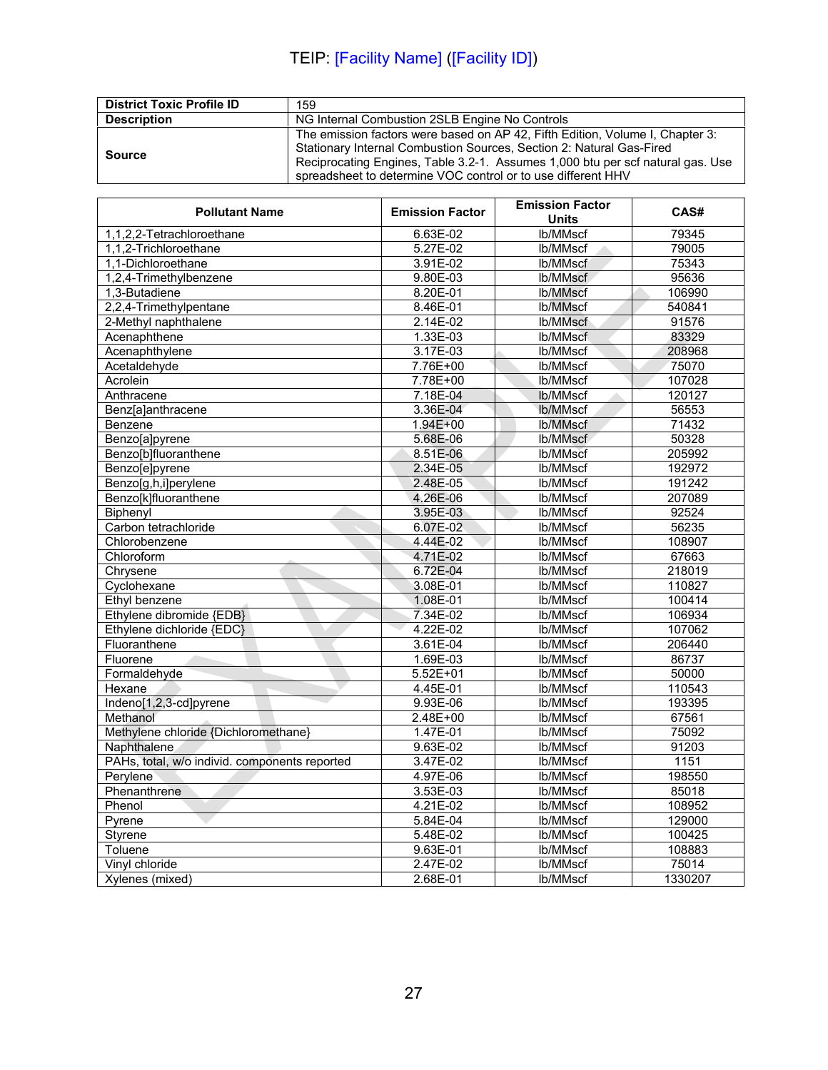TEIP: [Facility Name] ([Facility ID])

| District Toxic Profile ID | 159 |
|---|---|
| Description | NG Internal Combustion 2SLB Engine No Controls |
| Source | The emission factors were based on AP 42, Fifth Edition, Volume I, Chapter 3: Stationary Internal Combustion Sources, Section 2: Natural Gas-Fired Reciprocating Engines, Table 3.2-1. Assumes 1,000 btu per scf natural gas. Use spreadsheet to determine VOC control or to use different HHV |

| Pollutant Name | Emission Factor | Emission Factor Units | CAS# |
|---|---|---|---|
| 1,1,2,2-Tetrachloroethane | 6.63E-02 | lb/MMscf | 79345 |
| 1,1,2-Trichloroethane | 5.27E-02 | lb/MMscf | 79005 |
| 1,1-Dichloroethane | 3.91E-02 | lb/MMscf | 75343 |
| 1,2,4-Trimethylbenzene | 9.80E-03 | lb/MMscf | 95636 |
| 1,3-Butadiene | 8.20E-01 | lb/MMscf | 106990 |
| 2,2,4-Trimethylpentane | 8.46E-01 | lb/MMscf | 540841 |
| 2-Methyl naphthalene | 2.14E-02 | lb/MMscf | 91576 |
| Acenaphthene | 1.33E-03 | lb/MMscf | 83329 |
| Acenaphthylene | 3.17E-03 | lb/MMscf | 208968 |
| Acetaldehyde | 7.76E+00 | lb/MMscf | 75070 |
| Acrolein | 7.78E+00 | lb/MMscf | 107028 |
| Anthracene | 7.18E-04 | lb/MMscf | 120127 |
| Benz[a]anthracene | 3.36E-04 | lb/MMscf | 56553 |
| Benzene | 1.94E+00 | lb/MMscf | 71432 |
| Benzo[a]pyrene | 5.68E-06 | lb/MMscf | 50328 |
| Benzo[b]fluoranthene | 8.51E-06 | lb/MMscf | 205992 |
| Benzo[e]pyrene | 2.34E-05 | lb/MMscf | 192972 |
| Benzo[g,h,i]perylene | 2.48E-05 | lb/MMscf | 191242 |
| Benzo[k]fluoranthene | 4.26E-06 | lb/MMscf | 207089 |
| Biphenyl | 3.95E-03 | lb/MMscf | 92524 |
| Carbon tetrachloride | 6.07E-02 | lb/MMscf | 56235 |
| Chlorobenzene | 4.44E-02 | lb/MMscf | 108907 |
| Chloroform | 4.71E-02 | lb/MMscf | 67663 |
| Chrysene | 6.72E-04 | lb/MMscf | 218019 |
| Cyclohexane | 3.08E-01 | lb/MMscf | 110827 |
| Ethyl benzene | 1.08E-01 | lb/MMscf | 100414 |
| Ethylene dibromide {EDB} | 7.34E-02 | lb/MMscf | 106934 |
| Ethylene dichloride {EDC} | 4.22E-02 | lb/MMscf | 107062 |
| Fluoranthene | 3.61E-04 | lb/MMscf | 206440 |
| Fluorene | 1.69E-03 | lb/MMscf | 86737 |
| Formaldehyde | 5.52E+01 | lb/MMscf | 50000 |
| Hexane | 4.45E-01 | lb/MMscf | 110543 |
| Indeno[1,2,3-cd]pyrene | 9.93E-06 | lb/MMscf | 193395 |
| Methanol | 2.48E+00 | lb/MMscf | 67561 |
| Methylene chloride {Dichloromethane} | 1.47E-01 | lb/MMscf | 75092 |
| Naphthalene | 9.63E-02 | lb/MMscf | 91203 |
| PAHs, total, w/o individ. components reported | 3.47E-02 | lb/MMscf | 1151 |
| Perylene | 4.97E-06 | lb/MMscf | 198550 |
| Phenanthrene | 3.53E-03 | lb/MMscf | 85018 |
| Phenol | 4.21E-02 | lb/MMscf | 108952 |
| Pyrene | 5.84E-04 | lb/MMscf | 129000 |
| Styrene | 5.48E-02 | lb/MMscf | 100425 |
| Toluene | 9.63E-01 | lb/MMscf | 108883 |
| Vinyl chloride | 2.47E-02 | lb/MMscf | 75014 |
| Xylenes (mixed) | 2.68E-01 | lb/MMscf | 1330207 |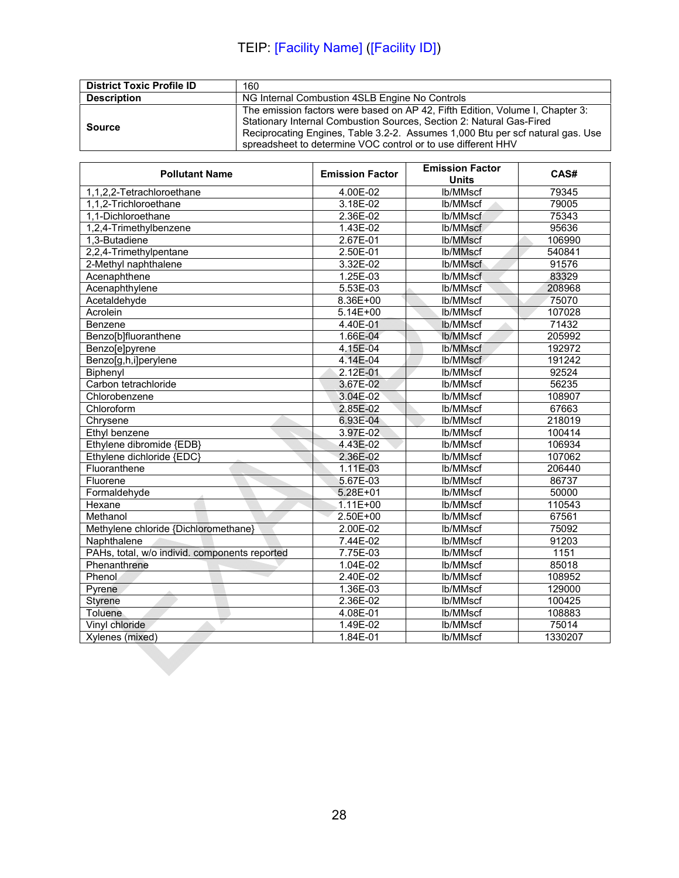TEIP: [Facility Name] ([Facility ID])

| District Toxic Profile ID | 160 |
|---|---|
| Description | NG Internal Combustion 4SLB Engine No Controls |
| Source | The emission factors were based on AP 42, Fifth Edition, Volume I, Chapter 3: Stationary Internal Combustion Sources, Section 2: Natural Gas-Fired Reciprocating Engines, Table 3.2-2. Assumes 1,000 Btu per scf natural gas. Use spreadsheet to determine VOC control or to use different HHV |

| Pollutant Name | Emission Factor | Emission Factor Units | CAS# |
|---|---|---|---|
| 1,1,2,2-Tetrachloroethane | 4.00E-02 | lb/MMscf | 79345 |
| 1,1,2-Trichloroethane | 3.18E-02 | lb/MMscf | 79005 |
| 1,1-Dichloroethane | 2.36E-02 | lb/MMscf | 75343 |
| 1,2,4-Trimethylbenzene | 1.43E-02 | lb/MMscf | 95636 |
| 1,3-Butadiene | 2.67E-01 | lb/MMscf | 106990 |
| 2,2,4-Trimethylpentane | 2.50E-01 | lb/MMscf | 540841 |
| 2-Methyl naphthalene | 3.32E-02 | lb/MMscf | 91576 |
| Acenaphthene | 1.25E-03 | lb/MMscf | 83329 |
| Acenaphthylene | 5.53E-03 | lb/MMscf | 208968 |
| Acetaldehyde | 8.36E+00 | lb/MMscf | 75070 |
| Acrolein | 5.14E+00 | lb/MMscf | 107028 |
| Benzene | 4.40E-01 | lb/MMscf | 71432 |
| Benzo[b]fluoranthene | 1.66E-04 | lb/MMscf | 205992 |
| Benzo[e]pyrene | 4.15E-04 | lb/MMscf | 192972 |
| Benzo[g,h,i]perylene | 4.14E-04 | lb/MMscf | 191242 |
| Biphenyl | 2.12E-01 | lb/MMscf | 92524 |
| Carbon tetrachloride | 3.67E-02 | lb/MMscf | 56235 |
| Chlorobenzene | 3.04E-02 | lb/MMscf | 108907 |
| Chloroform | 2.85E-02 | lb/MMscf | 67663 |
| Chrysene | 6.93E-04 | lb/MMscf | 218019 |
| Ethyl benzene | 3.97E-02 | lb/MMscf | 100414 |
| Ethylene dibromide {EDB} | 4.43E-02 | lb/MMscf | 106934 |
| Ethylene dichloride {EDC} | 2.36E-02 | lb/MMscf | 107062 |
| Fluoranthene | 1.11E-03 | lb/MMscf | 206440 |
| Fluorene | 5.67E-03 | lb/MMscf | 86737 |
| Formaldehyde | 5.28E+01 | lb/MMscf | 50000 |
| Hexane | 1.11E+00 | lb/MMscf | 110543 |
| Methanol | 2.50E+00 | lb/MMscf | 67561 |
| Methylene chloride {Dichloromethane} | 2.00E-02 | lb/MMscf | 75092 |
| Naphthalene | 7.44E-02 | lb/MMscf | 91203 |
| PAHs, total, w/o individ. components reported | 7.75E-03 | lb/MMscf | 1151 |
| Phenanthrene | 1.04E-02 | lb/MMscf | 85018 |
| Phenol | 2.40E-02 | lb/MMscf | 108952 |
| Pyrene | 1.36E-03 | lb/MMscf | 129000 |
| Styrene | 2.36E-02 | lb/MMscf | 100425 |
| Toluene | 4.08E-01 | lb/MMscf | 108883 |
| Vinyl chloride | 1.49E-02 | lb/MMscf | 75014 |
| Xylenes (mixed) | 1.84E-01 | lb/MMscf | 1330207 |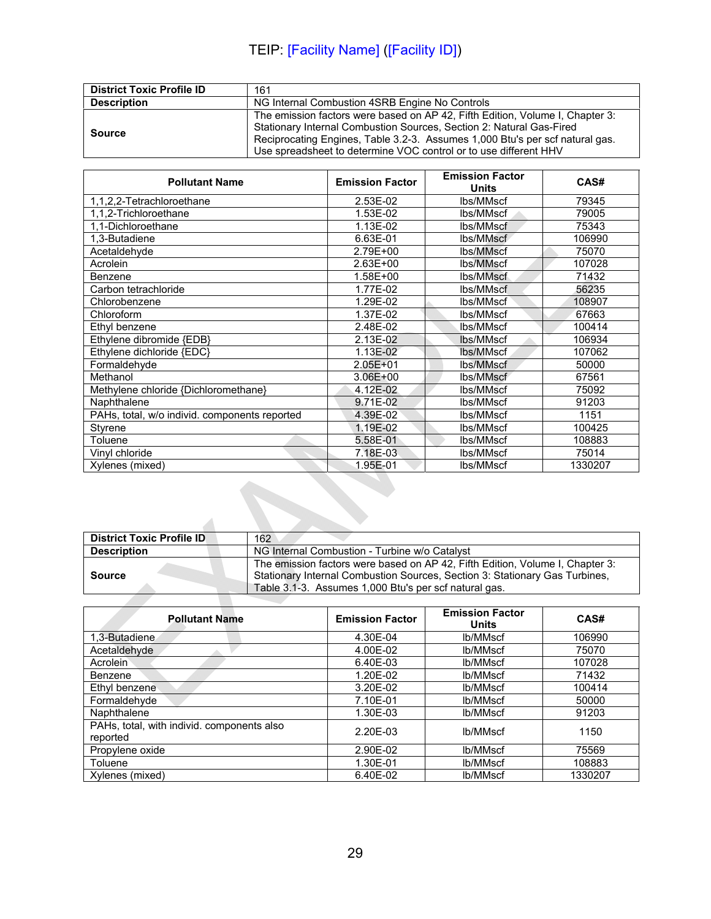TEIP: [Facility Name] ([Facility ID])

| District Toxic Profile ID | 161 |
| --- | --- |
| Description | NG Internal Combustion 4SRB Engine No Controls |
| Source | The emission factors were based on AP 42, Fifth Edition, Volume I, Chapter 3: Stationary Internal Combustion Sources, Section 2: Natural Gas-Fired Reciprocating Engines, Table 3.2-3. Assumes 1,000 Btu's per scf natural gas. Use spreadsheet to determine VOC control or to use different HHV |

| Pollutant Name | Emission Factor | Emission Factor Units | CAS# |
| --- | --- | --- | --- |
| 1,1,2,2-Tetrachloroethane | 2.53E-02 | lbs/MMscf | 79345 |
| 1,1,2-Trichloroethane | 1.53E-02 | lbs/MMscf | 79005 |
| 1,1-Dichloroethane | 1.13E-02 | lbs/MMscf | 75343 |
| 1,3-Butadiene | 6.63E-01 | lbs/MMscf | 106990 |
| Acetaldehyde | 2.79E+00 | lbs/MMscf | 75070 |
| Acrolein | 2.63E+00 | lbs/MMscf | 107028 |
| Benzene | 1.58E+00 | lbs/MMscf | 71432 |
| Carbon tetrachloride | 1.77E-02 | lbs/MMscf | 56235 |
| Chlorobenzene | 1.29E-02 | lbs/MMscf | 108907 |
| Chloroform | 1.37E-02 | lbs/MMscf | 67663 |
| Ethyl benzene | 2.48E-02 | lbs/MMscf | 100414 |
| Ethylene dibromide {EDB} | 2.13E-02 | lbs/MMscf | 106934 |
| Ethylene dichloride {EDC} | 1.13E-02 | lbs/MMscf | 107062 |
| Formaldehyde | 2.05E+01 | lbs/MMscf | 50000 |
| Methanol | 3.06E+00 | lbs/MMscf | 67561 |
| Methylene chloride {Dichloromethane} | 4.12E-02 | lbs/MMscf | 75092 |
| Naphthalene | 9.71E-02 | lbs/MMscf | 91203 |
| PAHs, total, w/o individ. components reported | 4.39E-02 | lbs/MMscf | 1151 |
| Styrene | 1.19E-02 | lbs/MMscf | 100425 |
| Toluene | 5.58E-01 | lbs/MMscf | 108883 |
| Vinyl chloride | 7.18E-03 | lbs/MMscf | 75014 |
| Xylenes (mixed) | 1.95E-01 | lbs/MMscf | 1330207 |

| District Toxic Profile ID | 162 |
| --- | --- |
| Description | NG Internal Combustion - Turbine w/o Catalyst |
| Source | The emission factors were based on AP 42, Fifth Edition, Volume I, Chapter 3: Stationary Internal Combustion Sources, Section 3: Stationary Gas Turbines, Table 3.1-3. Assumes 1,000 Btu's per scf natural gas. |

| Pollutant Name | Emission Factor | Emission Factor Units | CAS# |
| --- | --- | --- | --- |
| 1,3-Butadiene | 4.30E-04 | lb/MMscf | 106990 |
| Acetaldehyde | 4.00E-02 | lb/MMscf | 75070 |
| Acrolein | 6.40E-03 | lb/MMscf | 107028 |
| Benzene | 1.20E-02 | lb/MMscf | 71432 |
| Ethyl benzene | 3.20E-02 | lb/MMscf | 100414 |
| Formaldehyde | 7.10E-01 | lb/MMscf | 50000 |
| Naphthalene | 1.30E-03 | lb/MMscf | 91203 |
| PAHs, total, with individ. components also reported | 2.20E-03 | lb/MMscf | 1150 |
| Propylene oxide | 2.90E-02 | lb/MMscf | 75569 |
| Toluene | 1.30E-01 | lb/MMscf | 108883 |
| Xylenes (mixed) | 6.40E-02 | lb/MMscf | 1330207 |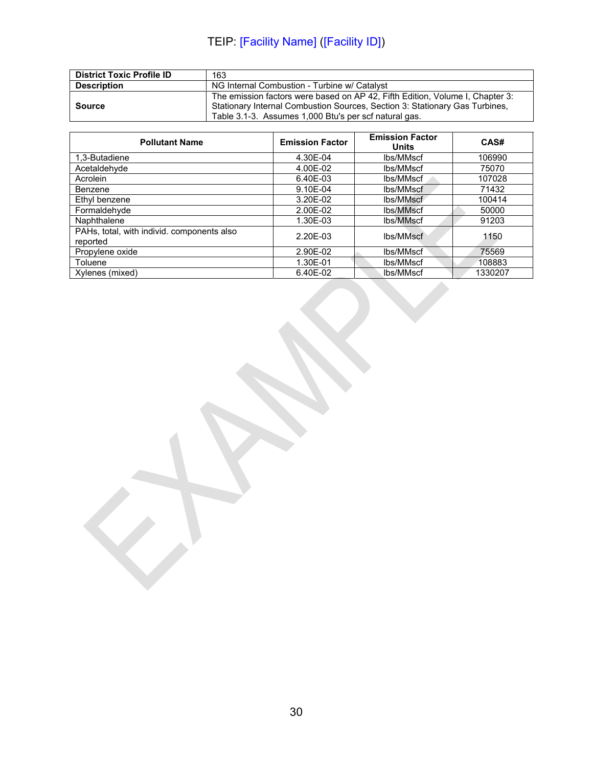TEIP: [Facility Name] ([Facility ID])

| District Toxic Profile ID | 163 |
|---|---|
| Description | NG Internal Combustion - Turbine w/ Catalyst |
| Source | The emission factors were based on AP 42, Fifth Edition, Volume I, Chapter 3: Stationary Internal Combustion Sources, Section 3: Stationary Gas Turbines, Table 3.1-3. Assumes 1,000 Btu's per scf natural gas. |

| Pollutant Name | Emission Factor | Emission Factor Units | CAS# |
|---|---|---|---|
| 1,3-Butadiene | 4.30E-04 | lbs/MMscf | 106990 |
| Acetaldehyde | 4.00E-02 | lbs/MMscf | 75070 |
| Acrolein | 6.40E-03 | lbs/MMscf | 107028 |
| Benzene | 9.10E-04 | lbs/MMscf | 71432 |
| Ethyl benzene | 3.20E-02 | lbs/MMscf | 100414 |
| Formaldehyde | 2.00E-02 | lbs/MMscf | 50000 |
| Naphthalene | 1.30E-03 | lbs/MMscf | 91203 |
| PAHs, total, with individ. components also reported | 2.20E-03 | lbs/MMscf | 1150 |
| Propylene oxide | 2.90E-02 | lbs/MMscf | 75569 |
| Toluene | 1.30E-01 | lbs/MMscf | 108883 |
| Xylenes (mixed) | 6.40E-02 | lbs/MMscf | 1330207 |

EXAMPLE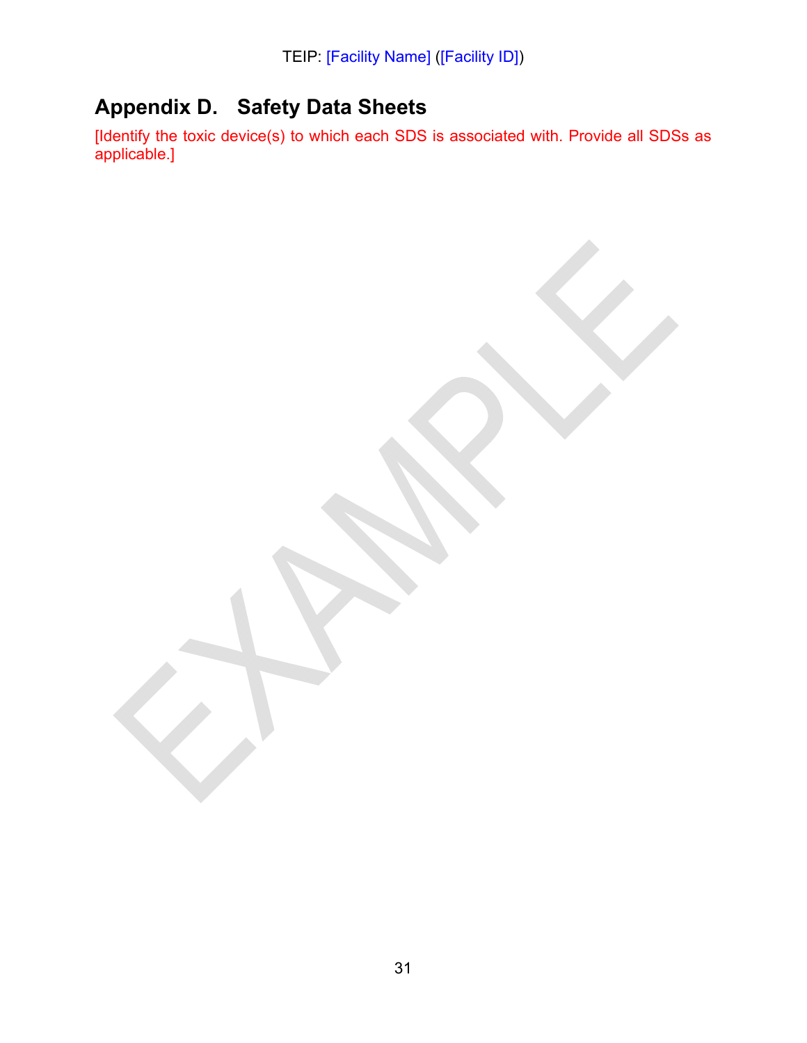# Appendix D. Safety Data Sheets

[Identify the toxic device(s) to which each SDS is associated with. Provide all SDSs as applicable.]